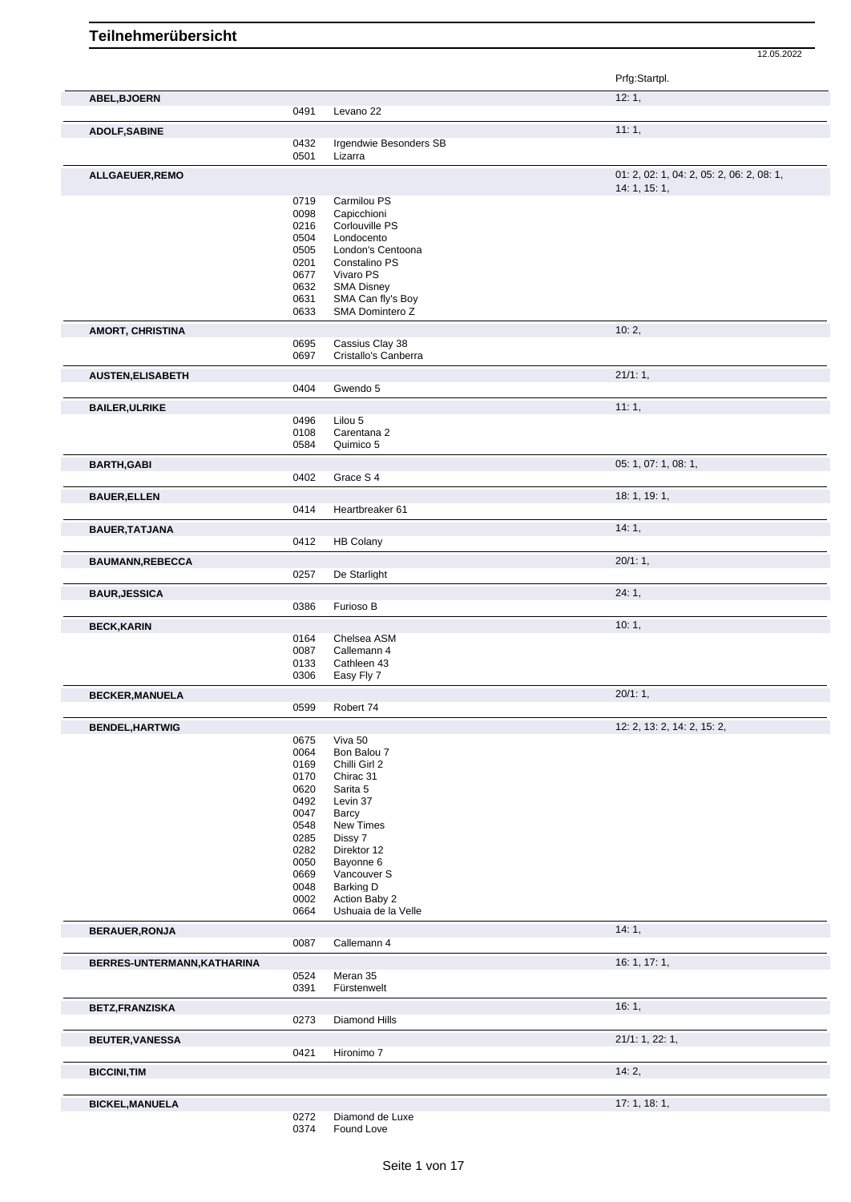# Teilnehmerübersicht

12.05.2022

| Name | Nr. | Pferd | Prfg:Startpl. |
|---|---|---|---|
| **ABEL,BJOERN** | | | 12: 1, |
| | 0491 | Levano 22 | |
| **ADOLF,SABINE** | | | 11: 1, |
| | 0432 | Irgendwie Besonders SB | |
| | 0501 | Lizarra | |
| **ALLGAEUER,REMO** | | | 01: 2, 02: 1, 04: 2, 05: 2, 06: 2, 08: 1, 14: 1, 15: 1, |
| | 0719 | Carmilou PS | |
| | 0098 | Capicchioni | |
| | 0216 | Corlouville PS | |
| | 0504 | Londocento | |
| | 0505 | London's Centoona | |
| | 0201 | Constalino PS | |
| | 0677 | Vivaro PS | |
| | 0632 | SMA Disney | |
| | 0631 | SMA Can fly's Boy | |
| | 0633 | SMA Domintero Z | |
| **AMORT, CHRISTINA** | | | 10: 2, |
| | 0695 | Cassius Clay 38 | |
| | 0697 | Cristallo's Canberra | |
| **AUSTEN,ELISABETH** | | | 21/1: 1, |
| | 0404 | Gwendo 5 | |
| **BAILER,ULRIKE** | | | 11: 1, |
| | 0496 | Lilou 5 | |
| | 0108 | Carentana 2 | |
| | 0584 | Quimico 5 | |
| **BARTH,GABI** | | | 05: 1, 07: 1, 08: 1, |
| | 0402 | Grace S 4 | |
| **BAUER,ELLEN** | | | 18: 1, 19: 1, |
| | 0414 | Heartbreaker 61 | |
| **BAUER,TATJANA** | | | 14: 1, |
| | 0412 | HB Colany | |
| **BAUMANN,REBECCA** | | | 20/1: 1, |
| | 0257 | De Starlight | |
| **BAUR,JESSICA** | | | 24: 1, |
| | 0386 | Furioso B | |
| **BECK,KARIN** | | | 10: 1, |
| | 0164 | Chelsea ASM | |
| | 0087 | Callemann 4 | |
| | 0133 | Cathleen 43 | |
| | 0306 | Easy Fly 7 | |
| **BECKER,MANUELA** | | | 20/1: 1, |
| | 0599 | Robert 74 | |
| **BENDEL,HARTWIG** | | | 12: 2, 13: 2, 14: 2, 15: 2, |
| | 0675 | Viva 50 | |
| | 0064 | Bon Balou 7 | |
| | 0169 | Chilli Girl 2 | |
| | 0170 | Chirac 31 | |
| | 0620 | Sarita 5 | |
| | 0492 | Levin 37 | |
| | 0047 | Barcy | |
| | 0548 | New Times | |
| | 0285 | Dissy 7 | |
| | 0282 | Direktor 12 | |
| | 0050 | Bayonne 6 | |
| | 0669 | Vancouver S | |
| | 0048 | Barking D | |
| | 0002 | Action Baby 2 | |
| | 0664 | Ushuaia de la Velle | |
| **BERAUER,RONJA** | | | 14: 1, |
| | 0087 | Callemann 4 | |
| **BERRES-UNTERMANN,KATHARINA** | | | 16: 1, 17: 1, |
| | 0524 | Meran 35 | |
| | 0391 | Fürstenwelt | |
| **BETZ,FRANZISKA** | | | 16: 1, |
| | 0273 | Diamond Hills | |
| **BEUTER,VANESSA** | | | 21/1: 1, 22: 1, |
| | 0421 | Hironimo 7 | |
| **BICCINI,TIM** | | | 14: 2, |
| **BICKEL,MANUELA** | | | 17: 1, 18: 1, |
| | 0272 | Diamond de Luxe | |
| | 0374 | Found Love | |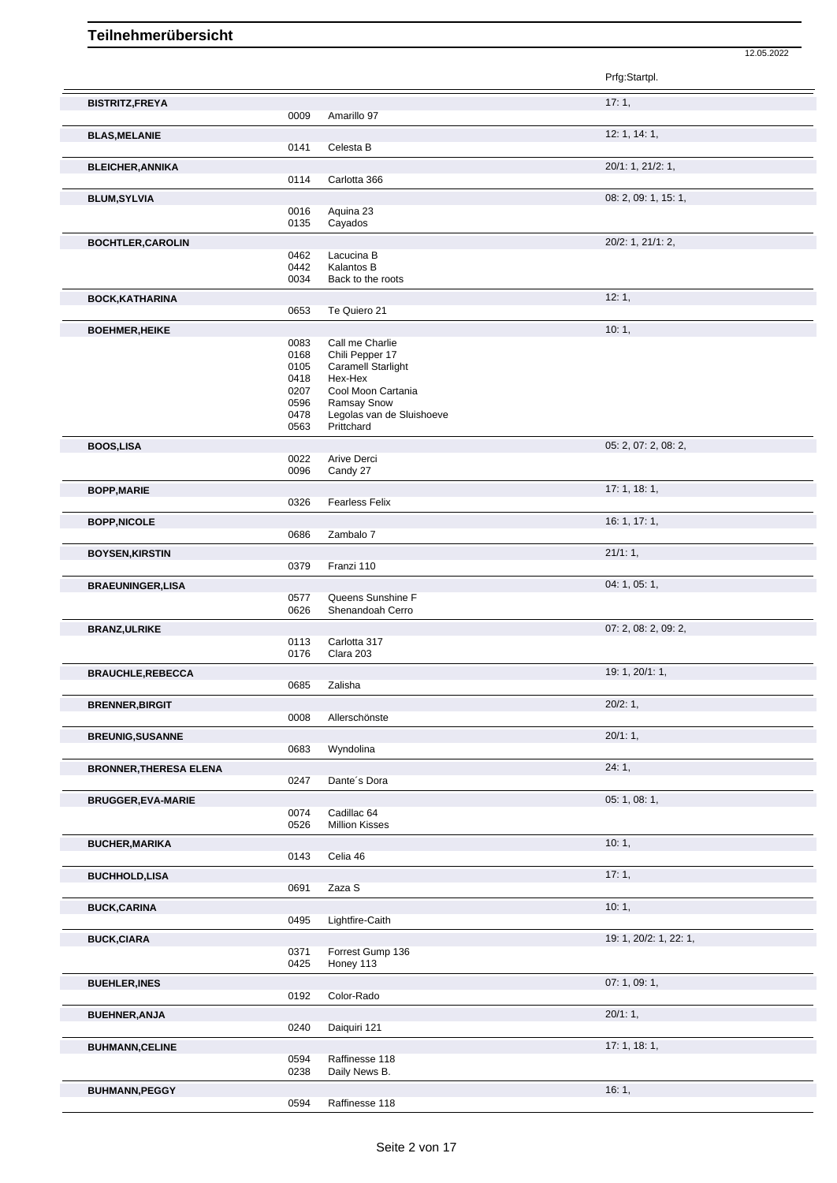# Teilnehmerübersicht

12.05.2022

| Name | Nr. | Pferd | Prfg:Startpl. |
|---|---|---|---|
| **BISTRITZ,FREYA** | | | 17: 1, |
| | 0009 | Amarillo 97 | |
| **BLAS,MELANIE** | | | 12: 1, 14: 1, |
| | 0141 | Celesta B | |
| **BLEICHER,ANNIKA** | | | 20/1: 1, 21/2: 1, |
| | 0114 | Carlotta 366 | |
| **BLUM,SYLVIA** | | | 08: 2, 09: 1, 15: 1, |
| | 0016 | Aquina 23 | |
| | 0135 | Cayados | |
| **BOCHTLER,CAROLIN** | | | 20/2: 1, 21/1: 2, |
| | 0462 | Lacucina B | |
| | 0442 | Kalantos B | |
| | 0034 | Back to the roots | |
| **BOCK,KATHARINA** | | | 12: 1, |
| | 0653 | Te Quiero 21 | |
| **BOEHMER,HEIKE** | | | 10: 1, |
| | 0083 | Call me Charlie | |
| | 0168 | Chili Pepper 17 | |
| | 0105 | Caramell Starlight | |
| | 0418 | Hex-Hex | |
| | 0207 | Cool Moon Cartania | |
| | 0596 | Ramsay Snow | |
| | 0478 | Legolas van de Sluishoeve | |
| | 0563 | Prittchard | |
| **BOOS,LISA** | | | 05: 2, 07: 2, 08: 2, |
| | 0022 | Arive Derci | |
| | 0096 | Candy 27 | |
| **BOPP,MARIE** | | | 17: 1, 18: 1, |
| | 0326 | Fearless Felix | |
| **BOPP,NICOLE** | | | 16: 1, 17: 1, |
| | 0686 | Zambalo 7 | |
| **BOYSEN,KIRSTIN** | | | 21/1: 1, |
| | 0379 | Franzi 110 | |
| **BRAEUNINGER,LISA** | | | 04: 1, 05: 1, |
| | 0577 | Queens Sunshine F | |
| | 0626 | Shenandoah Cerro | |
| **BRANZ,ULRIKE** | | | 07: 2, 08: 2, 09: 2, |
| | 0113 | Carlotta 317 | |
| | 0176 | Clara 203 | |
| **BRAUCHLE,REBECCA** | | | 19: 1, 20/1: 1, |
| | 0685 | Zalisha | |
| **BRENNER,BIRGIT** | | | 20/2: 1, |
| | 0008 | Allerschönste | |
| **BREUNIG,SUSANNE** | | | 20/1: 1, |
| | 0683 | Wyndolina | |
| **BRONNER,THERESA ELENA** | | | 24: 1, |
| | 0247 | Dante´s Dora | |
| **BRUGGER,EVA-MARIE** | | | 05: 1, 08: 1, |
| | 0074 | Cadillac 64 | |
| | 0526 | Million Kisses | |
| **BUCHER,MARIKA** | | | 10: 1, |
| | 0143 | Celia 46 | |
| **BUCHHOLD,LISA** | | | 17: 1, |
| | 0691 | Zaza S | |
| **BUCK,CARINA** | | | 10: 1, |
| | 0495 | Lightfire-Caith | |
| **BUCK,CIARA** | | | 19: 1, 20/2: 1, 22: 1, |
| | 0371 | Forrest Gump 136 | |
| | 0425 | Honey 113 | |
| **BUEHLER,INES** | | | 07: 1, 09: 1, |
| | 0192 | Color-Rado | |
| **BUEHNER,ANJA** | | | 20/1: 1, |
| | 0240 | Daiquiri 121 | |
| **BUHMANN,CELINE** | | | 17: 1, 18: 1, |
| | 0594 | Raffinesse 118 | |
| | 0238 | Daily News B. | |
| **BUHMANN,PEGGY** | | | 16: 1, |
| | 0594 | Raffinesse 118 | |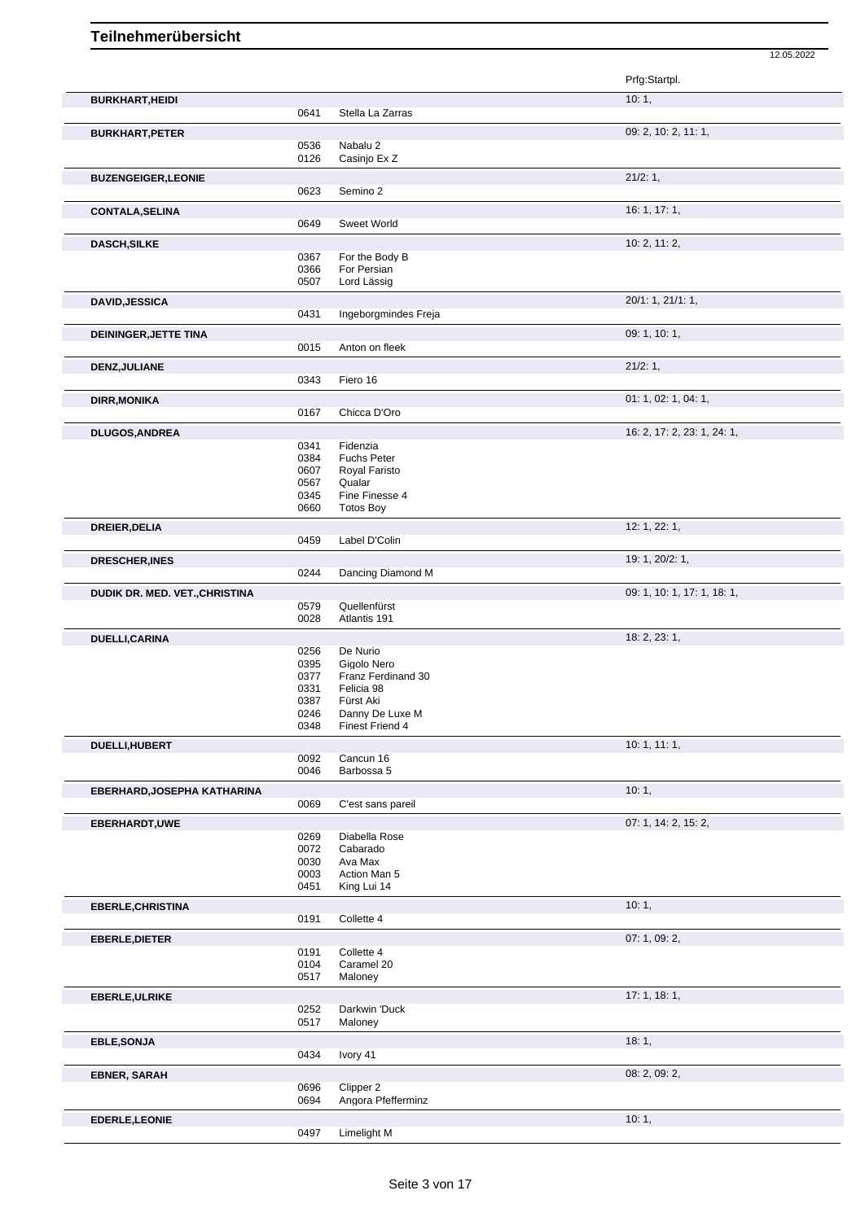# Teilnehmerübersicht

12.05.2022

| Name | Nr. | Pferd | Prfg:Startpl. |
|---|---|---|---|
| **BURKHART,HEIDI** | | | 10: 1, |
| | 0641 | Stella La Zarras | |
| **BURKHART,PETER** | | | 09: 2, 10: 2, 11: 1, |
| | 0536 | Nabalu 2 | |
| | 0126 | Casinjo Ex Z | |
| **BUZENGEIGER,LEONIE** | | | 21/2: 1, |
| | 0623 | Semino 2 | |
| **CONTALA,SELINA** | | | 16: 1, 17: 1, |
| | 0649 | Sweet World | |
| **DASCH,SILKE** | | | 10: 2, 11: 2, |
| | 0367 | For the Body B | |
| | 0366 | For Persian | |
| | 0507 | Lord Lässig | |
| **DAVID,JESSICA** | | | 20/1: 1, 21/1: 1, |
| | 0431 | Ingeborgmindes Freja | |
| **DEININGER,JETTE TINA** | | | 09: 1, 10: 1, |
| | 0015 | Anton on fleek | |
| **DENZ,JULIANE** | | | 21/2: 1, |
| | 0343 | Fiero 16 | |
| **DIRR,MONIKA** | | | 01: 1, 02: 1, 04: 1, |
| | 0167 | Chicca D'Oro | |
| **DLUGOS,ANDREA** | | | 16: 2, 17: 2, 23: 1, 24: 1, |
| | 0341 | Fidenzia | |
| | 0384 | Fuchs Peter | |
| | 0607 | Royal Faristo | |
| | 0567 | Qualar | |
| | 0345 | Fine Finesse 4 | |
| | 0660 | Totos Boy | |
| **DREIER,DELIA** | | | 12: 1, 22: 1, |
| | 0459 | Label D'Colin | |
| **DRESCHER,INES** | | | 19: 1, 20/2: 1, |
| | 0244 | Dancing Diamond M | |
| **DUDIK DR. MED. VET.,CHRISTINA** | | | 09: 1, 10: 1, 17: 1, 18: 1, |
| | 0579 | Quellenfürst | |
| | 0028 | Atlantis 191 | |
| **DUELLI,CARINA** | | | 18: 2, 23: 1, |
| | 0256 | De Nurio | |
| | 0395 | Gigolo Nero | |
| | 0377 | Franz Ferdinand 30 | |
| | 0331 | Felicia 98 | |
| | 0387 | Fürst Aki | |
| | 0246 | Danny De Luxe M | |
| | 0348 | Finest Friend 4 | |
| **DUELLI,HUBERT** | | | 10: 1, 11: 1, |
| | 0092 | Cancun 16 | |
| | 0046 | Barbossa 5 | |
| **EBERHARD,JOSEPHA KATHARINA** | | | 10: 1, |
| | 0069 | C'est sans pareil | |
| **EBERHARDT,UWE** | | | 07: 1, 14: 2, 15: 2, |
| | 0269 | Diabella Rose | |
| | 0072 | Cabarado | |
| | 0030 | Ava Max | |
| | 0003 | Action Man 5 | |
| | 0451 | King Lui 14 | |
| **EBERLE,CHRISTINA** | | | 10: 1, |
| | 0191 | Collette 4 | |
| **EBERLE,DIETER** | | | 07: 1, 09: 2, |
| | 0191 | Collette 4 | |
| | 0104 | Caramel 20 | |
| | 0517 | Maloney | |
| **EBERLE,ULRIKE** | | | 17: 1, 18: 1, |
| | 0252 | Darkwin 'Duck | |
| | 0517 | Maloney | |
| **EBLE,SONJA** | | | 18: 1, |
| | 0434 | Ivory 41 | |
| **EBNER, SARAH** | | | 08: 2, 09: 2, |
| | 0696 | Clipper 2 | |
| | 0694 | Angora Pfefferminz | |
| **EDERLE,LEONIE** | | | 10: 1, |
| | 0497 | Limelight M | |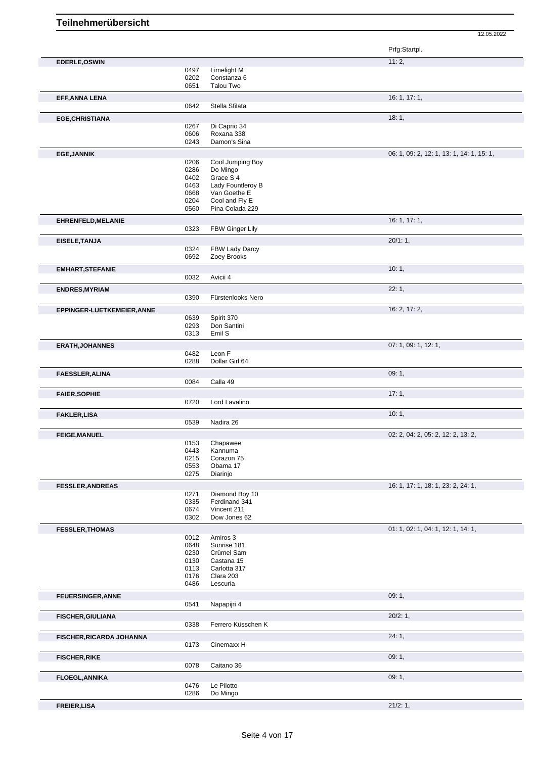# Teilnehmerübersicht

12.05.2022

| Name | Nr. | Pferd | Prfg:Startpl. |
| --- | --- | --- | --- |
| **EDERLE,OSWIN** | | | 11: 2, |
| | 0497 | Limelight M | |
| | 0202 | Constanza 6 | |
| | 0651 | Talou Two | |
| **EFF,ANNA LENA** | | | 16: 1, 17: 1, |
| | 0642 | Stella Sfilata | |
| **EGE,CHRISTIANA** | | | 18: 1, |
| | 0267 | Di Caprio 34 | |
| | 0606 | Roxana 338 | |
| | 0243 | Damon's Sina | |
| **EGE,JANNIK** | | | 06: 1, 09: 2, 12: 1, 13: 1, 14: 1, 15: 1, |
| | 0206 | Cool Jumping Boy | |
| | 0286 | Do Mingo | |
| | 0402 | Grace S 4 | |
| | 0463 | Lady Fountleroy B | |
| | 0668 | Van Goethe E | |
| | 0204 | Cool and Fly E | |
| | 0560 | Pina Colada 229 | |
| **EHRENFELD,MELANIE** | | | 16: 1, 17: 1, |
| | 0323 | FBW Ginger Lily | |
| **EISELE,TANJA** | | | 20/1: 1, |
| | 0324 | FBW Lady Darcy | |
| | 0692 | Zoey Brooks | |
| **EMHART,STEFANIE** | | | 10: 1, |
| | 0032 | Avicii 4 | |
| **ENDRES,MYRIAM** | | | 22: 1, |
| | 0390 | Fürstenlooks Nero | |
| **EPPINGER-LUETKEMEIER,ANNE** | | | 16: 2, 17: 2, |
| | 0639 | Spirit 370 | |
| | 0293 | Don Santini | |
| | 0313 | Emil S | |
| **ERATH,JOHANNES** | | | 07: 1, 09: 1, 12: 1, |
| | 0482 | Leon F | |
| | 0288 | Dollar Girl 64 | |
| **FAESSLER,ALINA** | | | 09: 1, |
| | 0084 | Calla 49 | |
| **FAIER,SOPHIE** | | | 17: 1, |
| | 0720 | Lord Lavalino | |
| **FAKLER,LISA** | | | 10: 1, |
| | 0539 | Nadira 26 | |
| **FEIGE,MANUEL** | | | 02: 2, 04: 2, 05: 2, 12: 2, 13: 2, |
| | 0153 | Chapawee | |
| | 0443 | Kannuma | |
| | 0215 | Corazon 75 | |
| | 0553 | Obama 17 | |
| | 0275 | Diarinjo | |
| **FESSLER,ANDREAS** | | | 16: 1, 17: 1, 18: 1, 23: 2, 24: 1, |
| | 0271 | Diamond Boy 10 | |
| | 0335 | Ferdinand 341 | |
| | 0674 | Vincent 211 | |
| | 0302 | Dow Jones 62 | |
| **FESSLER,THOMAS** | | | 01: 1, 02: 1, 04: 1, 12: 1, 14: 1, |
| | 0012 | Amiros 3 | |
| | 0648 | Sunrise 181 | |
| | 0230 | Crümel Sam | |
| | 0130 | Castana 15 | |
| | 0113 | Carlotta 317 | |
| | 0176 | Clara 203 | |
| | 0486 | Lescuria | |
| **FEUERSINGER,ANNE** | | | 09: 1, |
| | 0541 | Napapijri 4 | |
| **FISCHER,GIULIANA** | | | 20/2: 1, |
| | 0338 | Ferrero Küsschen K | |
| **FISCHER,RICARDA JOHANNA** | | | 24: 1, |
| | 0173 | Cinemaxx H | |
| **FISCHER,RIKE** | | | 09: 1, |
| | 0078 | Caitano 36 | |
| **FLOEGL,ANNIKA** | | | 09: 1, |
| | 0476 | Le Pilotto | |
| | 0286 | Do Mingo | |
| **FREIER,LISA** | | | 21/2: 1, |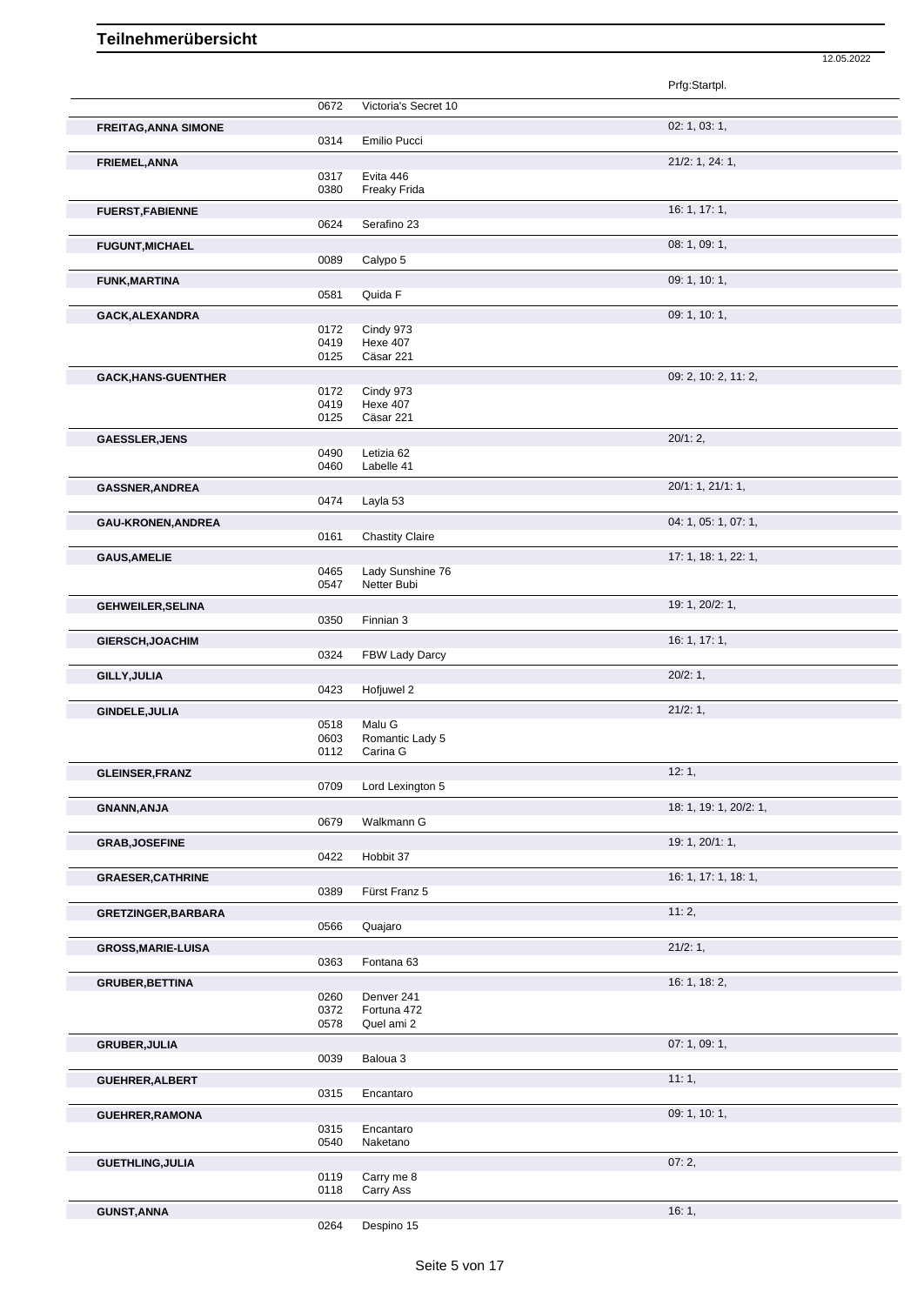# Teilnehmerübersicht

12.05.2022

| Name | Nr. | Pferd | Prfg:Startpl. |
|---|---|---|---|
| | 0672 | Victoria's Secret 10 | |
| **FREITAG,ANNA SIMONE** | | | 02: 1, 03: 1, |
| | 0314 | Emilio Pucci | |
| **FRIEMEL,ANNA** | | | 21/2: 1, 24: 1, |
| | 0317 | Evita 446 | |
| | 0380 | Freaky Frida | |
| **FUERST,FABIENNE** | | | 16: 1, 17: 1, |
| | 0624 | Serafino 23 | |
| **FUGUNT,MICHAEL** | | | 08: 1, 09: 1, |
| | 0089 | Calypo 5 | |
| **FUNK,MARTINA** | | | 09: 1, 10: 1, |
| | 0581 | Quida F | |
| **GACK,ALEXANDRA** | | | 09: 1, 10: 1, |
| | 0172 | Cindy 973 | |
| | 0419 | Hexe 407 | |
| | 0125 | Cäsar 221 | |
| **GACK,HANS-GUENTHER** | | | 09: 2, 10: 2, 11: 2, |
| | 0172 | Cindy 973 | |
| | 0419 | Hexe 407 | |
| | 0125 | Cäsar 221 | |
| **GAESSLER,JENS** | | | 20/1: 2, |
| | 0490 | Letizia 62 | |
| | 0460 | Labelle 41 | |
| **GASSNER,ANDREA** | | | 20/1: 1, 21/1: 1, |
| | 0474 | Layla 53 | |
| **GAU-KRONEN,ANDREA** | | | 04: 1, 05: 1, 07: 1, |
| | 0161 | Chastity Claire | |
| **GAUS,AMELIE** | | | 17: 1, 18: 1, 22: 1, |
| | 0465 | Lady Sunshine 76 | |
| | 0547 | Netter Bubi | |
| **GEHWEILER,SELINA** | | | 19: 1, 20/2: 1, |
| | 0350 | Finnian 3 | |
| **GIERSCH,JOACHIM** | | | 16: 1, 17: 1, |
| | 0324 | FBW Lady Darcy | |
| **GILLY,JULIA** | | | 20/2: 1, |
| | 0423 | Hofjuwel 2 | |
| **GINDELE,JULIA** | | | 21/2: 1, |
| | 0518 | Malu G | |
| | 0603 | Romantic Lady 5 | |
| | 0112 | Carina G | |
| **GLEINSER,FRANZ** | | | 12: 1, |
| | 0709 | Lord Lexington 5 | |
| **GNANN,ANJA** | | | 18: 1, 19: 1, 20/2: 1, |
| | 0679 | Walkmann G | |
| **GRAB,JOSEFINE** | | | 19: 1, 20/1: 1, |
| | 0422 | Hobbit 37 | |
| **GRAESER,CATHRINE** | | | 16: 1, 17: 1, 18: 1, |
| | 0389 | Fürst Franz 5 | |
| **GRETZINGER,BARBARA** | | | 11: 2, |
| | 0566 | Quajaro | |
| **GROSS,MARIE-LUISA** | | | 21/2: 1, |
| | 0363 | Fontana 63 | |
| **GRUBER,BETTINA** | | | 16: 1, 18: 2, |
| | 0260 | Denver 241 | |
| | 0372 | Fortuna 472 | |
| | 0578 | Quel ami 2 | |
| **GRUBER,JULIA** | | | 07: 1, 09: 1, |
| | 0039 | Baloua 3 | |
| **GUEHRER,ALBERT** | | | 11: 1, |
| | 0315 | Encantaro | |
| **GUEHRER,RAMONA** | | | 09: 1, 10: 1, |
| | 0315 | Encantaro | |
| | 0540 | Naketano | |
| **GUETHLING,JULIA** | | | 07: 2, |
| | 0119 | Carry me 8 | |
| | 0118 | Carry Ass | |
| **GUNST,ANNA** | | | 16: 1, |
| | 0264 | Despino 15 | |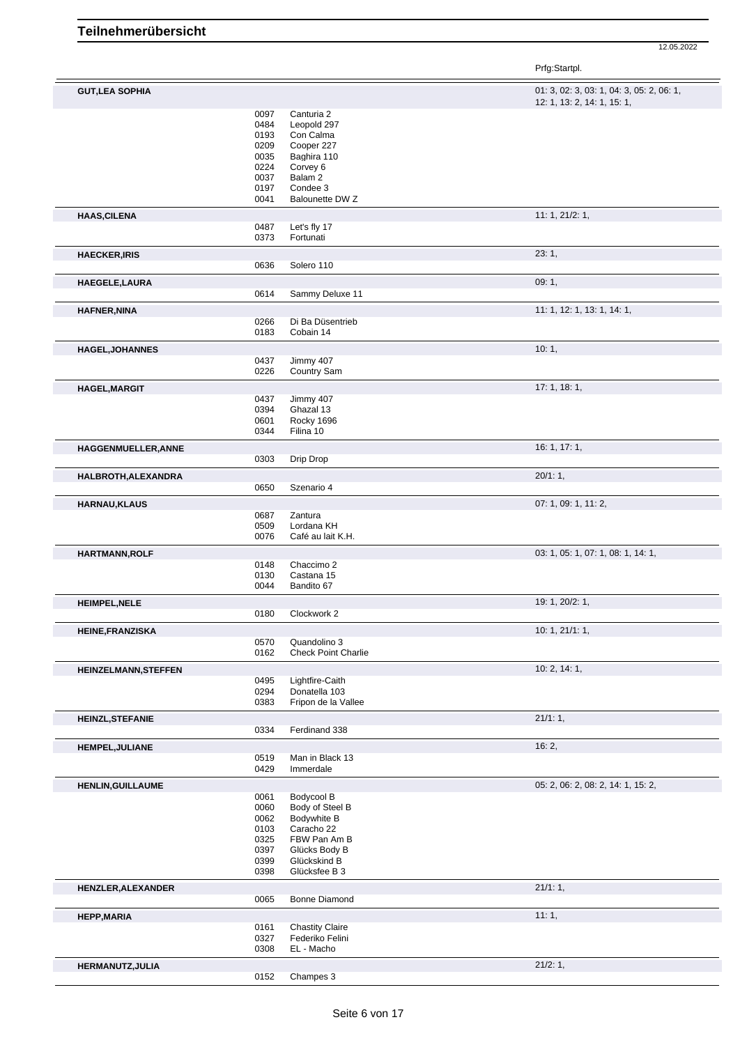# Teilnehmerübersicht

12.05.2022

Prfg:Startpl.

**GUT,LEA SOPHIA** — 01: 3, 02: 3, 03: 1, 04: 3, 05: 2, 06: 1, 12: 1, 13: 2, 14: 1, 15: 1,

- 0097 Canturia 2
- 0484 Leopold 297
- 0193 Con Calma
- 0209 Cooper 227
- 0035 Baghira 110
- 0224 Corvey 6
- 0037 Balam 2
- 0197 Condee 3
- 0041 Balounette DW Z

**HAAS,CILENA** — 11: 1, 21/2: 1,

- 0487 Let's fly 17
- 0373 Fortunati

**HAECKER,IRIS** — 23: 1,

- 0636 Solero 110

**HAEGELE,LAURA** — 09: 1,

- 0614 Sammy Deluxe 11

**HAFNER,NINA** — 11: 1, 12: 1, 13: 1, 14: 1,

- 0266 Di Ba Düsentrieb
- 0183 Cobain 14

**HAGEL,JOHANNES** — 10: 1,

- 0437 Jimmy 407
- 0226 Country Sam

**HAGEL,MARGIT** — 17: 1, 18: 1,

- 0437 Jimmy 407
- 0394 Ghazal 13
- 0601 Rocky 1696
- 0344 Filina 10

**HAGGENMUELLER,ANNE** — 16: 1, 17: 1,

- 0303 Drip Drop

**HALBROTH,ALEXANDRA** — 20/1: 1,

- 0650 Szenario 4

**HARNAU,KLAUS** — 07: 1, 09: 1, 11: 2,

- 0687 Zantura
- 0509 Lordana KH
- 0076 Café au lait K.H.

**HARTMANN,ROLF** — 03: 1, 05: 1, 07: 1, 08: 1, 14: 1,

- 0148 Chaccimo 2
- 0130 Castana 15
- 0044 Bandito 67

**HEIMPEL,NELE** — 19: 1, 20/2: 1,

- 0180 Clockwork 2

**HEINE,FRANZISKA** — 10: 1, 21/1: 1,

- 0570 Quandolino 3
- 0162 Check Point Charlie

**HEINZELMANN,STEFFEN** — 10: 2, 14: 1,

- 0495 Lightfire-Caith
- 0294 Donatella 103
- 0383 Fripon de la Vallee

**HEINZL,STEFANIE** — 21/1: 1,

- 0334 Ferdinand 338

**HEMPEL,JULIANE** — 16: 2,

- 0519 Man in Black 13
- 0429 Immerdale

**HENLIN,GUILLAUME** — 05: 2, 06: 2, 08: 2, 14: 1, 15: 2,

- 0061 Bodycool B
- 0060 Body of Steel B
- 0062 Bodywhite B
- 0103 Caracho 22
- 0325 FBW Pan Am B
- 0397 Glücks Body B
- 0399 Glückskind B
- 0398 Glücksfee B 3

**HENZLER,ALEXANDER** — 21/1: 1,

- 0065 Bonne Diamond

**HEPP,MARIA** — 11: 1,

- 0161 Chastity Claire
- 0327 Federiko Felini
- 0308 EL - Macho

**HERMANUTZ,JULIA** — 21/2: 1,

- 0152 Champes 3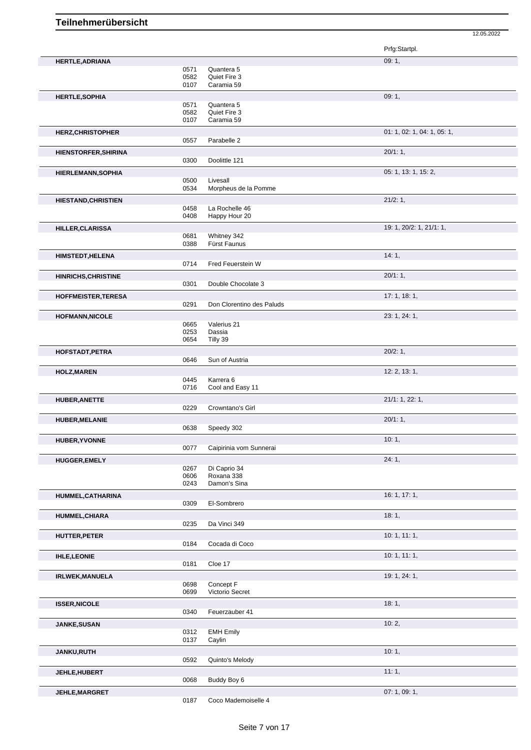# Teilnehmerübersicht

12.05.2022

| Teilnehmer | Nr. | Pferd | Prfg:Startpl. |
|---|---|---|---|
| **HERTLE,ADRIANA** | | | 09: 1, |
| | 0571 | Quantera 5 | |
| | 0582 | Quiet Fire 3 | |
| | 0107 | Caramia 59 | |
| **HERTLE,SOPHIA** | | | 09: 1, |
| | 0571 | Quantera 5 | |
| | 0582 | Quiet Fire 3 | |
| | 0107 | Caramia 59 | |
| **HERZ,CHRISTOPHER** | | | 01: 1, 02: 1, 04: 1, 05: 1, |
| | 0557 | Parabelle 2 | |
| **HIENSTORFER,SHIRINA** | | | 20/1: 1, |
| | 0300 | Doolittle 121 | |
| **HIERLEMANN,SOPHIA** | | | 05: 1, 13: 1, 15: 2, |
| | 0500 | Livesall | |
| | 0534 | Morpheus de la Pomme | |
| **HIESTAND,CHRISTIEN** | | | 21/2: 1, |
| | 0458 | La Rochelle 46 | |
| | 0408 | Happy Hour 20 | |
| **HILLER,CLARISSA** | | | 19: 1, 20/2: 1, 21/1: 1, |
| | 0681 | Whitney 342 | |
| | 0388 | Fürst Faunus | |
| **HIMSTEDT,HELENA** | | | 14: 1, |
| | 0714 | Fred Feuerstein W | |
| **HINRICHS,CHRISTINE** | | | 20/1: 1, |
| | 0301 | Double Chocolate 3 | |
| **HOFFMEISTER,TERESA** | | | 17: 1, 18: 1, |
| | 0291 | Don Clorentino des Paluds | |
| **HOFMANN,NICOLE** | | | 23: 1, 24: 1, |
| | 0665 | Valerius 21 | |
| | 0253 | Dassia | |
| | 0654 | Tilly 39 | |
| **HOFSTADT,PETRA** | | | 20/2: 1, |
| | 0646 | Sun of Austria | |
| **HOLZ,MAREN** | | | 12: 2, 13: 1, |
| | 0445 | Karrera 6 | |
| | 0716 | Cool and Easy 11 | |
| **HUBER,ANETTE** | | | 21/1: 1, 22: 1, |
| | 0229 | Crowntano's Girl | |
| **HUBER,MELANIE** | | | 20/1: 1, |
| | 0638 | Speedy 302 | |
| **HUBER,YVONNE** | | | 10: 1, |
| | 0077 | Caipirinia vom Sunnerai | |
| **HUGGER,EMELY** | | | 24: 1, |
| | 0267 | Di Caprio 34 | |
| | 0606 | Roxana 338 | |
| | 0243 | Damon's Sina | |
| **HUMMEL,CATHARINA** | | | 16: 1, 17: 1, |
| | 0309 | El-Sombrero | |
| **HUMMEL,CHIARA** | | | 18: 1, |
| | 0235 | Da Vinci 349 | |
| **HUTTER,PETER** | | | 10: 1, 11: 1, |
| | 0184 | Cocada di Coco | |
| **IHLE,LEONIE** | | | 10: 1, 11: 1, |
| | 0181 | Cloe 17 | |
| **IRLWEK,MANUELA** | | | 19: 1, 24: 1, |
| | 0698 | Concept F | |
| | 0699 | Victorio Secret | |
| **ISSER,NICOLE** | | | 18: 1, |
| | 0340 | Feuerzauber 41 | |
| **JANKE,SUSAN** | | | 10: 2, |
| | 0312 | EMH Emily | |
| | 0137 | Caylin | |
| **JANKU,RUTH** | | | 10: 1, |
| | 0592 | Quinto's Melody | |
| **JEHLE,HUBERT** | | | 11: 1, |
| | 0068 | Buddy Boy 6 | |
| **JEHLE,MARGRET** | | | 07: 1, 09: 1, |
| | 0187 | Coco Mademoiselle 4 | |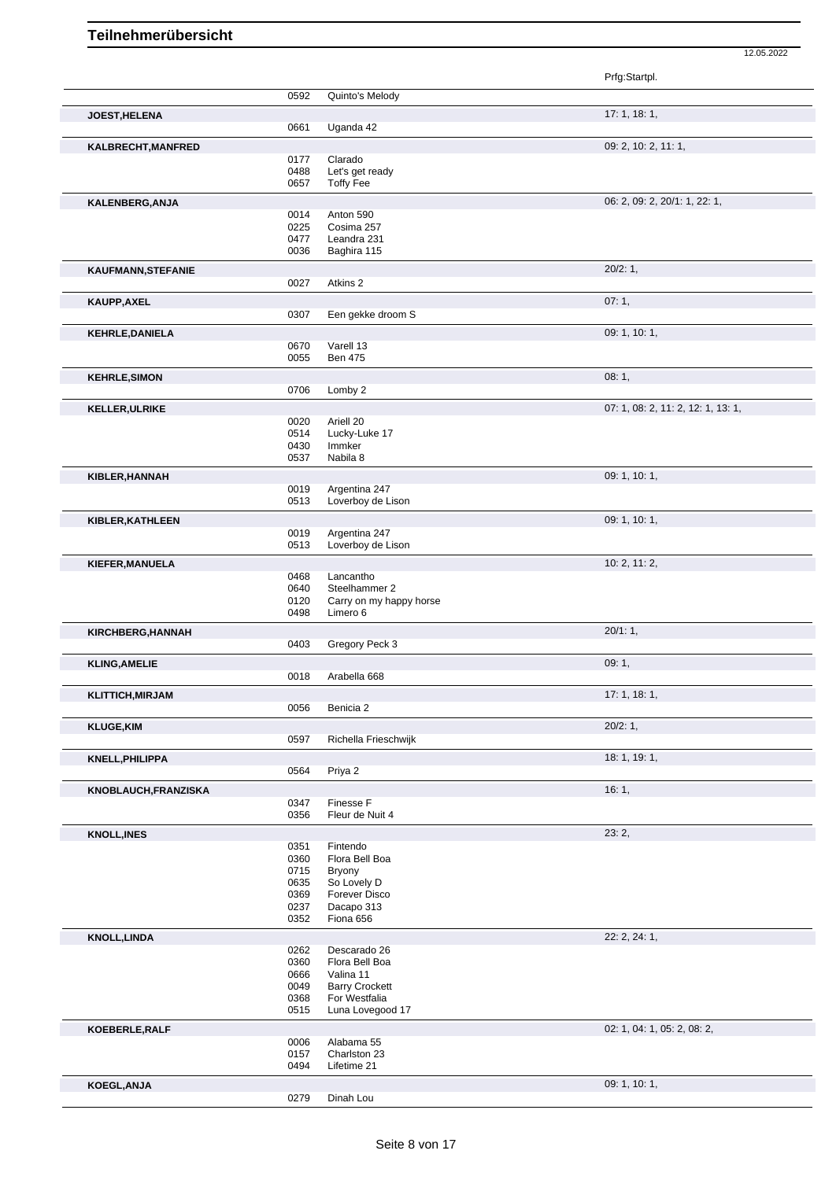# Teilnehmerübersicht

12.05.2022

| Name | Nr. | Pferd | Prfg:Startpl. |
|---|---|---|---|
| | 0592 | Quinto's Melody | |
| **JOEST,HELENA** | | | 17: 1, 18: 1, |
| | 0661 | Uganda 42 | |
| **KALBRECHT,MANFRED** | | | 09: 2, 10: 2, 11: 1, |
| | 0177 | Clarado | |
| | 0488 | Let's get ready | |
| | 0657 | Toffy Fee | |
| **KALENBERG,ANJA** | | | 06: 2, 09: 2, 20/1: 1, 22: 1, |
| | 0014 | Anton 590 | |
| | 0225 | Cosima 257 | |
| | 0477 | Leandra 231 | |
| | 0036 | Baghira 115 | |
| **KAUFMANN,STEFANIE** | | | 20/2: 1, |
| | 0027 | Atkins 2 | |
| **KAUPP,AXEL** | | | 07: 1, |
| | 0307 | Een gekke droom S | |
| **KEHRLE,DANIELA** | | | 09: 1, 10: 1, |
| | 0670 | Varell 13 | |
| | 0055 | Ben 475 | |
| **KEHRLE,SIMON** | | | 08: 1, |
| | 0706 | Lomby 2 | |
| **KELLER,ULRIKE** | | | 07: 1, 08: 2, 11: 2, 12: 1, 13: 1, |
| | 0020 | Ariell 20 | |
| | 0514 | Lucky-Luke 17 | |
| | 0430 | Immker | |
| | 0537 | Nabila 8 | |
| **KIBLER,HANNAH** | | | 09: 1, 10: 1, |
| | 0019 | Argentina 247 | |
| | 0513 | Loverboy de Lison | |
| **KIBLER,KATHLEEN** | | | 09: 1, 10: 1, |
| | 0019 | Argentina 247 | |
| | 0513 | Loverboy de Lison | |
| **KIEFER,MANUELA** | | | 10: 2, 11: 2, |
| | 0468 | Lancantho | |
| | 0640 | Steelhammer 2 | |
| | 0120 | Carry on my happy horse | |
| | 0498 | Limero 6 | |
| **KIRCHBERG,HANNAH** | | | 20/1: 1, |
| | 0403 | Gregory Peck 3 | |
| **KLING,AMELIE** | | | 09: 1, |
| | 0018 | Arabella 668 | |
| **KLITTICH,MIRJAM** | | | 17: 1, 18: 1, |
| | 0056 | Benicia 2 | |
| **KLUGE,KIM** | | | 20/2: 1, |
| | 0597 | Richella Frieschwijk | |
| **KNELL,PHILIPPA** | | | 18: 1, 19: 1, |
| | 0564 | Priya 2 | |
| **KNOBLAUCH,FRANZISKA** | | | 16: 1, |
| | 0347 | Finesse F | |
| | 0356 | Fleur de Nuit 4 | |
| **KNOLL,INES** | | | 23: 2, |
| | 0351 | Fintendo | |
| | 0360 | Flora Bell Boa | |
| | 0715 | Bryony | |
| | 0635 | So Lovely D | |
| | 0369 | Forever Disco | |
| | 0237 | Dacapo 313 | |
| | 0352 | Fiona 656 | |
| **KNOLL,LINDA** | | | 22: 2, 24: 1, |
| | 0262 | Descarado 26 | |
| | 0360 | Flora Bell Boa | |
| | 0666 | Valina 11 | |
| | 0049 | Barry Crockett | |
| | 0368 | For Westfalia | |
| | 0515 | Luna Lovegood 17 | |
| **KOEBERLE,RALF** | | | 02: 1, 04: 1, 05: 2, 08: 2, |
| | 0006 | Alabama 55 | |
| | 0157 | Charlston 23 | |
| | 0494 | Lifetime 21 | |
| **KOEGL,ANJA** | | | 09: 1, 10: 1, |
| | 0279 | Dinah Lou | |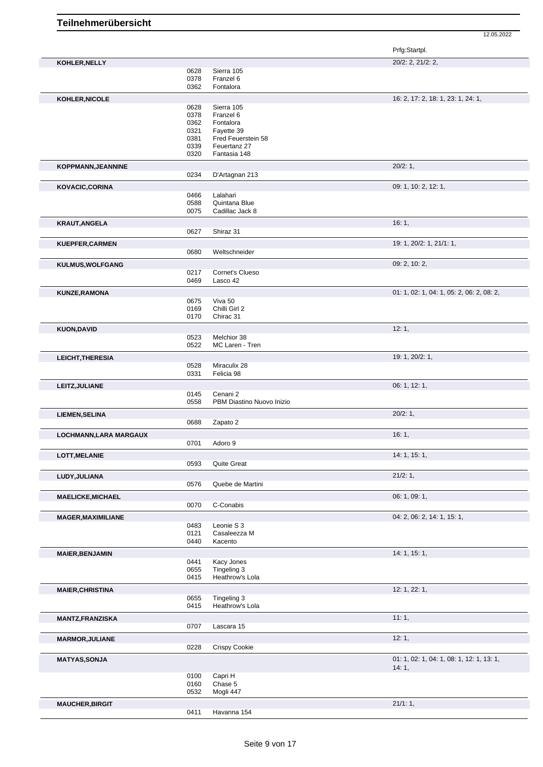# Teilnehmerübersicht

12.05.2022

| Teilnehmer | Nr. | Pferd | Prfg:Startpl. |
|---|---|---|---|
| **KOHLER,NELLY** | | | 20/2: 2, 21/2: 2, |
| | 0628 | Sierra 105 | |
| | 0378 | Franzel 6 | |
| | 0362 | Fontalora | |
| **KOHLER,NICOLE** | | | 16: 2, 17: 2, 18: 1, 23: 1, 24: 1, |
| | 0628 | Sierra 105 | |
| | 0378 | Franzel 6 | |
| | 0362 | Fontalora | |
| | 0321 | Fayette 39 | |
| | 0381 | Fred Feuerstein 58 | |
| | 0339 | Feuertanz 27 | |
| | 0320 | Fantasia 148 | |
| **KOPPMANN,JEANNINE** | | | 20/2: 1, |
| | 0234 | D'Artagnan 213 | |
| **KOVACIC,CORINA** | | | 09: 1, 10: 2, 12: 1, |
| | 0466 | Lalahari | |
| | 0588 | Quintana Blue | |
| | 0075 | Cadillac Jack 8 | |
| **KRAUT,ANGELA** | | | 16: 1, |
| | 0627 | Shiraz 31 | |
| **KUEPFER,CARMEN** | | | 19: 1, 20/2: 1, 21/1: 1, |
| | 0680 | Weltschneider | |
| **KULMUS,WOLFGANG** | | | 09: 2, 10: 2, |
| | 0217 | Cornet's Clueso | |
| | 0469 | Lasco 42 | |
| **KUNZE,RAMONA** | | | 01: 1, 02: 1, 04: 1, 05: 2, 06: 2, 08: 2, |
| | 0675 | Viva 50 | |
| | 0169 | Chilli Girl 2 | |
| | 0170 | Chirac 31 | |
| **KUON,DAVID** | | | 12: 1, |
| | 0523 | Melchior 38 | |
| | 0522 | MC Laren - Tren | |
| **LEICHT,THERESIA** | | | 19: 1, 20/2: 1, |
| | 0528 | Miraculix 28 | |
| | 0331 | Felicia 98 | |
| **LEITZ,JULIANE** | | | 06: 1, 12: 1, |
| | 0145 | Cenani 2 | |
| | 0558 | PBM Diastino Nuovo Inizio | |
| **LIEMEN,SELINA** | | | 20/2: 1, |
| | 0688 | Zapato 2 | |
| **LOCHMANN,LARA MARGAUX** | | | 16: 1, |
| | 0701 | Adoro 9 | |
| **LOTT,MELANIE** | | | 14: 1, 15: 1, |
| | 0593 | Quite Great | |
| **LUDY,JULIANA** | | | 21/2: 1, |
| | 0576 | Quebe de Martini | |
| **MAELICKE,MICHAEL** | | | 06: 1, 09: 1, |
| | 0070 | C-Conabis | |
| **MAGER,MAXIMILIANE** | | | 04: 2, 06: 2, 14: 1, 15: 1, |
| | 0483 | Leonie S 3 | |
| | 0121 | Casaleezza M | |
| | 0440 | Kacento | |
| **MAIER,BENJAMIN** | | | 14: 1, 15: 1, |
| | 0441 | Kacy Jones | |
| | 0655 | Tingeling 3 | |
| | 0415 | Heathrow's Lola | |
| **MAIER,CHRISTINA** | | | 12: 1, 22: 1, |
| | 0655 | Tingeling 3 | |
| | 0415 | Heathrow's Lola | |
| **MANTZ,FRANZISKA** | | | 11: 1, |
| | 0707 | Lascara 15 | |
| **MARMOR,JULIANE** | | | 12: 1, |
| | 0228 | Crispy Cookie | |
| **MATYAS,SONJA** | | | 01: 1, 02: 1, 04: 1, 08: 1, 12: 1, 13: 1, 14: 1, |
| | 0100 | Capri H | |
| | 0160 | Chase 5 | |
| | 0532 | Mogli 447 | |
| **MAUCHER,BIRGIT** | | | 21/1: 1, |
| | 0411 | Havanna 154 | |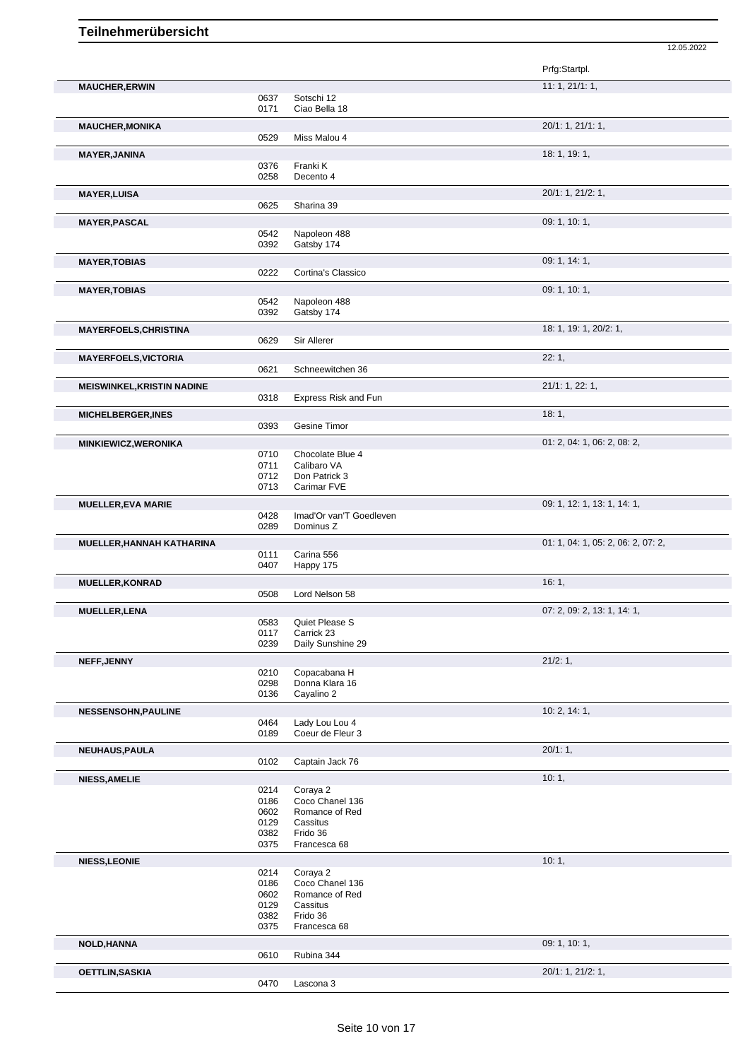# Teilnehmerübersicht

12.05.2022

| Teilnehmer | Nr. | Pferd | Prfg:Startpl. |
|---|---|---|---|
| **MAUCHER,ERWIN** | | | 11: 1, 21/1: 1, |
| | 0637 | Sotschi 12 | |
| | 0171 | Ciao Bella 18 | |
| **MAUCHER,MONIKA** | | | 20/1: 1, 21/1: 1, |
| | 0529 | Miss Malou 4 | |
| **MAYER,JANINA** | | | 18: 1, 19: 1, |
| | 0376 | Franki K | |
| | 0258 | Decento 4 | |
| **MAYER,LUISA** | | | 20/1: 1, 21/2: 1, |
| | 0625 | Sharina 39 | |
| **MAYER,PASCAL** | | | 09: 1, 10: 1, |
| | 0542 | Napoleon 488 | |
| | 0392 | Gatsby 174 | |
| **MAYER,TOBIAS** | | | 09: 1, 14: 1, |
| | 0222 | Cortina's Classico | |
| **MAYER,TOBIAS** | | | 09: 1, 10: 1, |
| | 0542 | Napoleon 488 | |
| | 0392 | Gatsby 174 | |
| **MAYERFOELS,CHRISTINA** | | | 18: 1, 19: 1, 20/2: 1, |
| | 0629 | Sir Allerer | |
| **MAYERFOELS,VICTORIA** | | | 22: 1, |
| | 0621 | Schneewitchen 36 | |
| **MEISWINKEL,KRISTIN NADINE** | | | 21/1: 1, 22: 1, |
| | 0318 | Express Risk and Fun | |
| **MICHELBERGER,INES** | | | 18: 1, |
| | 0393 | Gesine Timor | |
| **MINKIEWICZ,WERONIKA** | | | 01: 2, 04: 1, 06: 2, 08: 2, |
| | 0710 | Chocolate Blue 4 | |
| | 0711 | Calibaro VA | |
| | 0712 | Don Patrick 3 | |
| | 0713 | Carimar FVE | |
| **MUELLER,EVA MARIE** | | | 09: 1, 12: 1, 13: 1, 14: 1, |
| | 0428 | Imad'Or van'T Goedleven | |
| | 0289 | Dominus Z | |
| **MUELLER,HANNAH KATHARINA** | | | 01: 1, 04: 1, 05: 2, 06: 2, 07: 2, |
| | 0111 | Carina 556 | |
| | 0407 | Happy 175 | |
| **MUELLER,KONRAD** | | | 16: 1, |
| | 0508 | Lord Nelson 58 | |
| **MUELLER,LENA** | | | 07: 2, 09: 2, 13: 1, 14: 1, |
| | 0583 | Quiet Please S | |
| | 0117 | Carrick 23 | |
| | 0239 | Daily Sunshine 29 | |
| **NEFF,JENNY** | | | 21/2: 1, |
| | 0210 | Copacabana H | |
| | 0298 | Donna Klara 16 | |
| | 0136 | Cayalino 2 | |
| **NESSENSOHN,PAULINE** | | | 10: 2, 14: 1, |
| | 0464 | Lady Lou Lou 4 | |
| | 0189 | Coeur de Fleur 3 | |
| **NEUHAUS,PAULA** | | | 20/1: 1, |
| | 0102 | Captain Jack 76 | |
| **NIESS,AMELIE** | | | 10: 1, |
| | 0214 | Coraya 2 | |
| | 0186 | Coco Chanel 136 | |
| | 0602 | Romance of Red | |
| | 0129 | Cassitus | |
| | 0382 | Frido 36 | |
| | 0375 | Francesca 68 | |
| **NIESS,LEONIE** | | | 10: 1, |
| | 0214 | Coraya 2 | |
| | 0186 | Coco Chanel 136 | |
| | 0602 | Romance of Red | |
| | 0129 | Cassitus | |
| | 0382 | Frido 36 | |
| | 0375 | Francesca 68 | |
| **NOLD,HANNA** | | | 09: 1, 10: 1, |
| | 0610 | Rubina 344 | |
| **OETTLIN,SASKIA** | | | 20/1: 1, 21/2: 1, |
| | 0470 | Lascona 3 | |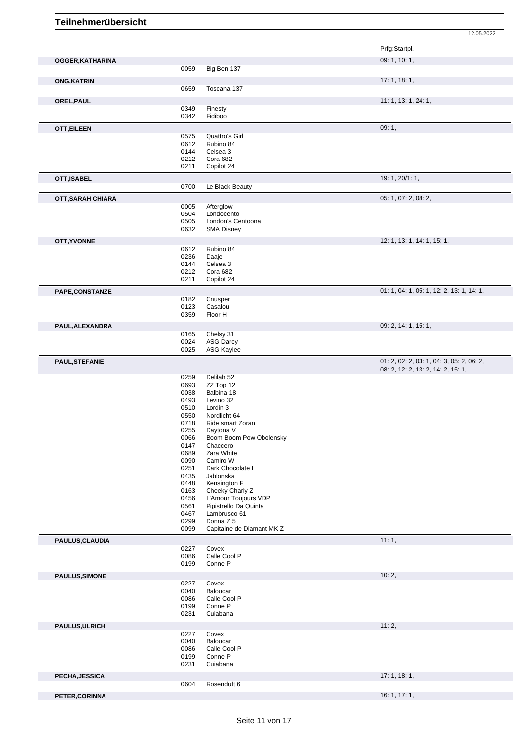# Teilnehmerübersicht

12.05.2022

| Name | Nr. | Pferd | Prfg:Startpl. |
|---|---|---|---|
| **OGGER,KATHARINA** | | | 09: 1, 10: 1, |
| | 0059 | Big Ben 137 | |
| **ONG,KATRIN** | | | 17: 1, 18: 1, |
| | 0659 | Toscana 137 | |
| **OREL,PAUL** | | | 11: 1, 13: 1, 24: 1, |
| | 0349 | Finesty | |
| | 0342 | Fidiboo | |
| **OTT,EILEEN** | | | 09: 1, |
| | 0575 | Quattro's Girl | |
| | 0612 | Rubino 84 | |
| | 0144 | Celsea 3 | |
| | 0212 | Cora 682 | |
| | 0211 | Copilot 24 | |
| **OTT,ISABEL** | | | 19: 1, 20/1: 1, |
| | 0700 | Le Black Beauty | |
| **OTT,SARAH CHIARA** | | | 05: 1, 07: 2, 08: 2, |
| | 0005 | Afterglow | |
| | 0504 | Londocento | |
| | 0505 | London's Centoona | |
| | 0632 | SMA Disney | |
| **OTT,YVONNE** | | | 12: 1, 13: 1, 14: 1, 15: 1, |
| | 0612 | Rubino 84 | |
| | 0236 | Daaje | |
| | 0144 | Celsea 3 | |
| | 0212 | Cora 682 | |
| | 0211 | Copilot 24 | |
| **PAPE,CONSTANZE** | | | 01: 1, 04: 1, 05: 1, 12: 2, 13: 1, 14: 1, |
| | 0182 | Cnusper | |
| | 0123 | Casalou | |
| | 0359 | Floor H | |
| **PAUL,ALEXANDRA** | | | 09: 2, 14: 1, 15: 1, |
| | 0165 | Chelsy 31 | |
| | 0024 | ASG Darcy | |
| | 0025 | ASG Kaylee | |
| **PAUL,STEFANIE** | | | 01: 2, 02: 2, 03: 1, 04: 3, 05: 2, 06: 2, 08: 2, 12: 2, 13: 2, 14: 2, 15: 1, |
| | 0259 | Delilah 52 | |
| | 0693 | ZZ Top 12 | |
| | 0038 | Balbina 18 | |
| | 0493 | Levino 32 | |
| | 0510 | Lordin 3 | |
| | 0550 | Nordlicht 64 | |
| | 0718 | Ride smart Zoran | |
| | 0255 | Daytona V | |
| | 0066 | Boom Boom Pow Obolensky | |
| | 0147 | Chaccero | |
| | 0689 | Zara White | |
| | 0090 | Camiro W | |
| | 0251 | Dark Chocolate I | |
| | 0435 | Jablonska | |
| | 0448 | Kensington F | |
| | 0163 | Cheeky Charly Z | |
| | 0456 | L'Amour Toujours VDP | |
| | 0561 | Pipistrello Da Quinta | |
| | 0467 | Lambrusco 61 | |
| | 0299 | Donna Z 5 | |
| | 0099 | Capitaine de Diamant MK Z | |
| **PAULUS,CLAUDIA** | | | 11: 1, |
| | 0227 | Covex | |
| | 0086 | Calle Cool P | |
| | 0199 | Conne P | |
| **PAULUS,SIMONE** | | | 10: 2, |
| | 0227 | Covex | |
| | 0040 | Baloucar | |
| | 0086 | Calle Cool P | |
| | 0199 | Conne P | |
| | 0231 | Cuiabana | |
| **PAULUS,ULRICH** | | | 11: 2, |
| | 0227 | Covex | |
| | 0040 | Baloucar | |
| | 0086 | Calle Cool P | |
| | 0199 | Conne P | |
| | 0231 | Cuiabana | |
| **PECHA,JESSICA** | | | 17: 1, 18: 1, |
| | 0604 | Rosenduft 6 | |
| **PETER,CORINNA** | | | 16: 1, 17: 1, |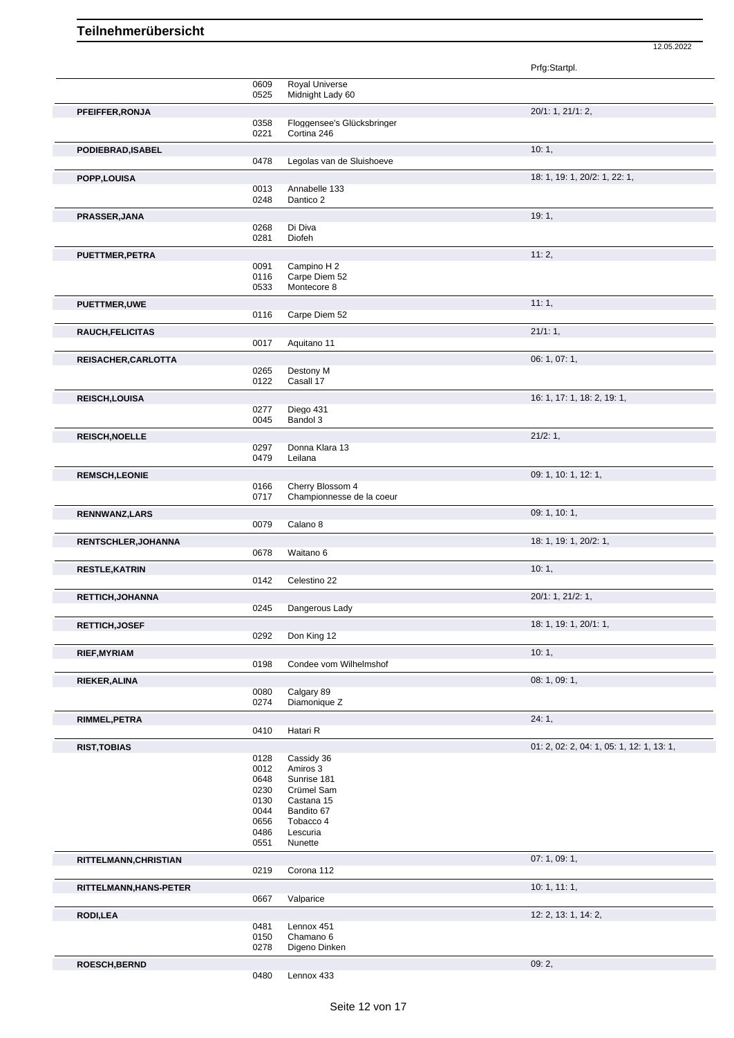# Teilnehmerübersicht

12.05.2022

| Name | Nr. | Pferd | Prfg:Startpl. |
|---|---|---|---|
| | 0609 | Royal Universe | |
| | 0525 | Midnight Lady 60 | |
| **PFEIFFER,RONJA** | | | 20/1: 1, 21/1: 2, |
| | 0358 | Floggensee's Glücksbringer | |
| | 0221 | Cortina 246 | |
| **PODIEBRAD,ISABEL** | | | 10: 1, |
| | 0478 | Legolas van de Sluishoeve | |
| **POPP,LOUISA** | | | 18: 1, 19: 1, 20/2: 1, 22: 1, |
| | 0013 | Annabelle 133 | |
| | 0248 | Dantico 2 | |
| **PRASSER,JANA** | | | 19: 1, |
| | 0268 | Di Diva | |
| | 0281 | Diofeh | |
| **PUETTMER,PETRA** | | | 11: 2, |
| | 0091 | Campino H 2 | |
| | 0116 | Carpe Diem 52 | |
| | 0533 | Montecore 8 | |
| **PUETTMER,UWE** | | | 11: 1, |
| | 0116 | Carpe Diem 52 | |
| **RAUCH,FELICITAS** | | | 21/1: 1, |
| | 0017 | Aquitano 11 | |
| **REISACHER,CARLOTTA** | | | 06: 1, 07: 1, |
| | 0265 | Destony M | |
| | 0122 | Casall 17 | |
| **REISCH,LOUISA** | | | 16: 1, 17: 1, 18: 2, 19: 1, |
| | 0277 | Diego 431 | |
| | 0045 | Bandol 3 | |
| **REISCH,NOELLE** | | | 21/2: 1, |
| | 0297 | Donna Klara 13 | |
| | 0479 | Leilana | |
| **REMSCH,LEONIE** | | | 09: 1, 10: 1, 12: 1, |
| | 0166 | Cherry Blossom 4 | |
| | 0717 | Championnesse de la coeur | |
| **RENNWANZ,LARS** | | | 09: 1, 10: 1, |
| | 0079 | Calano 8 | |
| **RENTSCHLER,JOHANNA** | | | 18: 1, 19: 1, 20/2: 1, |
| | 0678 | Waitano 6 | |
| **RESTLE,KATRIN** | | | 10: 1, |
| | 0142 | Celestino 22 | |
| **RETTICH,JOHANNA** | | | 20/1: 1, 21/2: 1, |
| | 0245 | Dangerous Lady | |
| **RETTICH,JOSEF** | | | 18: 1, 19: 1, 20/1: 1, |
| | 0292 | Don King 12 | |
| **RIEF,MYRIAM** | | | 10: 1, |
| | 0198 | Condee vom Wilhelmshof | |
| **RIEKER,ALINA** | | | 08: 1, 09: 1, |
| | 0080 | Calgary 89 | |
| | 0274 | Diamonique Z | |
| **RIMMEL,PETRA** | | | 24: 1, |
| | 0410 | Hatari R | |
| **RIST,TOBIAS** | | | 01: 2, 02: 2, 04: 1, 05: 1, 12: 1, 13: 1, |
| | 0128 | Cassidy 36 | |
| | 0012 | Amiros 3 | |
| | 0648 | Sunrise 181 | |
| | 0230 | Crümel Sam | |
| | 0130 | Castana 15 | |
| | 0044 | Bandito 67 | |
| | 0656 | Tobacco 4 | |
| | 0486 | Lescuria | |
| | 0551 | Nunette | |
| **RITTELMANN,CHRISTIAN** | | | 07: 1, 09: 1, |
| | 0219 | Corona 112 | |
| **RITTELMANN,HANS-PETER** | | | 10: 1, 11: 1, |
| | 0667 | Valparice | |
| **RODI,LEA** | | | 12: 2, 13: 1, 14: 2, |
| | 0481 | Lennox 451 | |
| | 0150 | Chamano 6 | |
| | 0278 | Digeno Dinken | |
| **ROESCH,BERND** | | | 09: 2, |
| | 0480 | Lennox 433 | |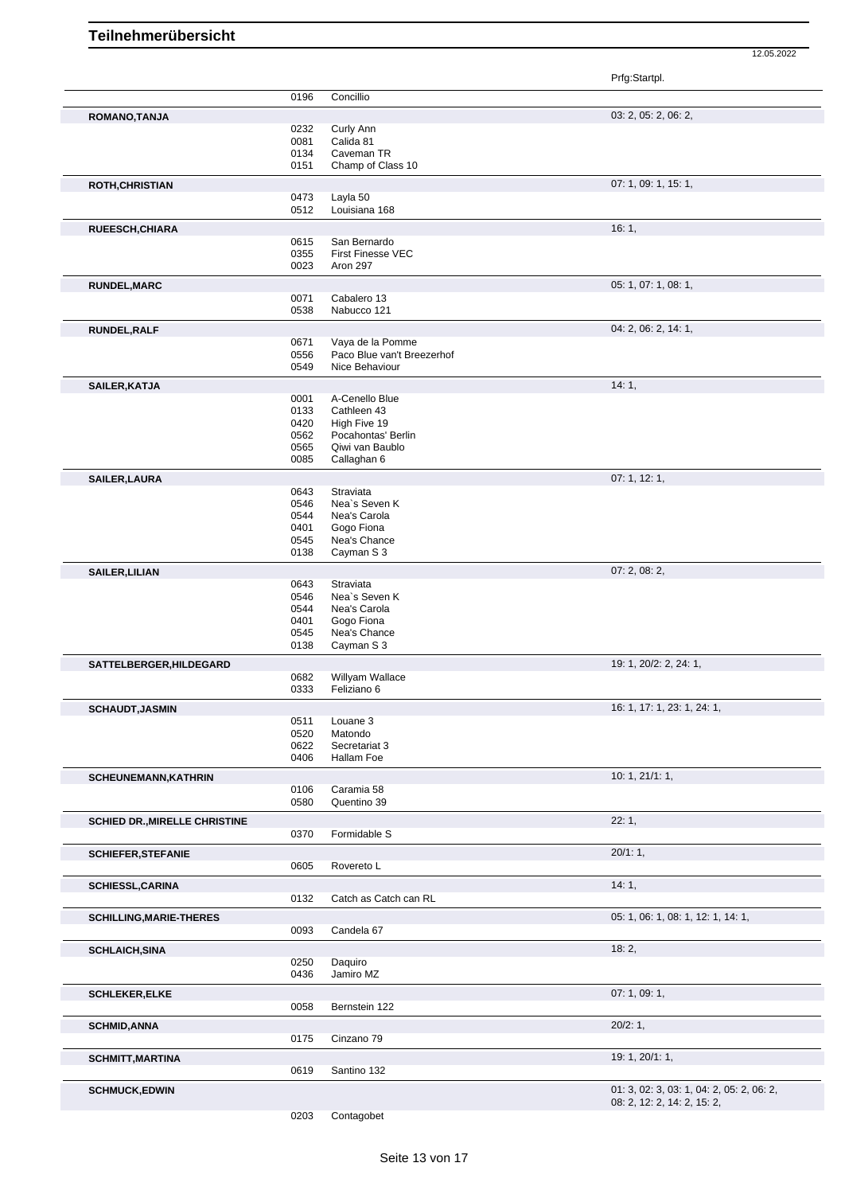# Teilnehmerübersicht

12.05.2022

| Teilnehmer | Nr. | Pferd | Prfg:Startpl. |
|---|---|---|---|
| | 0196 | Concillio | |
| **ROMANO,TANJA** | | | 03: 2, 05: 2, 06: 2, |
| | 0232 | Curly Ann | |
| | 0081 | Calida 81 | |
| | 0134 | Caveman TR | |
| | 0151 | Champ of Class 10 | |
| **ROTH,CHRISTIAN** | | | 07: 1, 09: 1, 15: 1, |
| | 0473 | Layla 50 | |
| | 0512 | Louisiana 168 | |
| **RUEESCH,CHIARA** | | | 16: 1, |
| | 0615 | San Bernardo | |
| | 0355 | First Finesse VEC | |
| | 0023 | Aron 297 | |
| **RUNDEL,MARC** | | | 05: 1, 07: 1, 08: 1, |
| | 0071 | Cabalero 13 | |
| | 0538 | Nabucco 121 | |
| **RUNDEL,RALF** | | | 04: 2, 06: 2, 14: 1, |
| | 0671 | Vaya de la Pomme | |
| | 0556 | Paco Blue van't Breezerhof | |
| | 0549 | Nice Behaviour | |
| **SAILER,KATJA** | | | 14: 1, |
| | 0001 | A-Cenello Blue | |
| | 0133 | Cathleen 43 | |
| | 0420 | High Five 19 | |
| | 0562 | Pocahontas' Berlin | |
| | 0565 | Qiwi van Baublo | |
| | 0085 | Callaghan 6 | |
| **SAILER,LAURA** | | | 07: 1, 12: 1, |
| | 0643 | Straviata | |
| | 0546 | Nea`s Seven K | |
| | 0544 | Nea's Carola | |
| | 0401 | Gogo Fiona | |
| | 0545 | Nea's Chance | |
| | 0138 | Cayman S 3 | |
| **SAILER,LILIAN** | | | 07: 2, 08: 2, |
| | 0643 | Straviata | |
| | 0546 | Nea`s Seven K | |
| | 0544 | Nea's Carola | |
| | 0401 | Gogo Fiona | |
| | 0545 | Nea's Chance | |
| | 0138 | Cayman S 3 | |
| **SATTELBERGER,HILDEGARD** | | | 19: 1, 20/2: 2, 24: 1, |
| | 0682 | Willyam Wallace | |
| | 0333 | Feliziano 6 | |
| **SCHAUDT,JASMIN** | | | 16: 1, 17: 1, 23: 1, 24: 1, |
| | 0511 | Louane 3 | |
| | 0520 | Matondo | |
| | 0622 | Secretariat 3 | |
| | 0406 | Hallam Foe | |
| **SCHEUNEMANN,KATHRIN** | | | 10: 1, 21/1: 1, |
| | 0106 | Caramia 58 | |
| | 0580 | Quentino 39 | |
| **SCHIED DR.,MIRELLE CHRISTINE** | | | 22: 1, |
| | 0370 | Formidable S | |
| **SCHIEFER,STEFANIE** | | | 20/1: 1, |
| | 0605 | Rovereto L | |
| **SCHIESSL,CARINA** | | | 14: 1, |
| | 0132 | Catch as Catch can RL | |
| **SCHILLING,MARIE-THERES** | | | 05: 1, 06: 1, 08: 1, 12: 1, 14: 1, |
| | 0093 | Candela 67 | |
| **SCHLAICH,SINA** | | | 18: 2, |
| | 0250 | Daquiro | |
| | 0436 | Jamiro MZ | |
| **SCHLEKER,ELKE** | | | 07: 1, 09: 1, |
| | 0058 | Bernstein 122 | |
| **SCHMID,ANNA** | | | 20/2: 1, |
| | 0175 | Cinzano 79 | |
| **SCHMITT,MARTINA** | | | 19: 1, 20/1: 1, |
| | 0619 | Santino 132 | |
| **SCHMUCK,EDWIN** | | | 01: 3, 02: 3, 03: 1, 04: 2, 05: 2, 06: 2, 08: 2, 12: 2, 14: 2, 15: 2, |
| | 0203 | Contagobet | |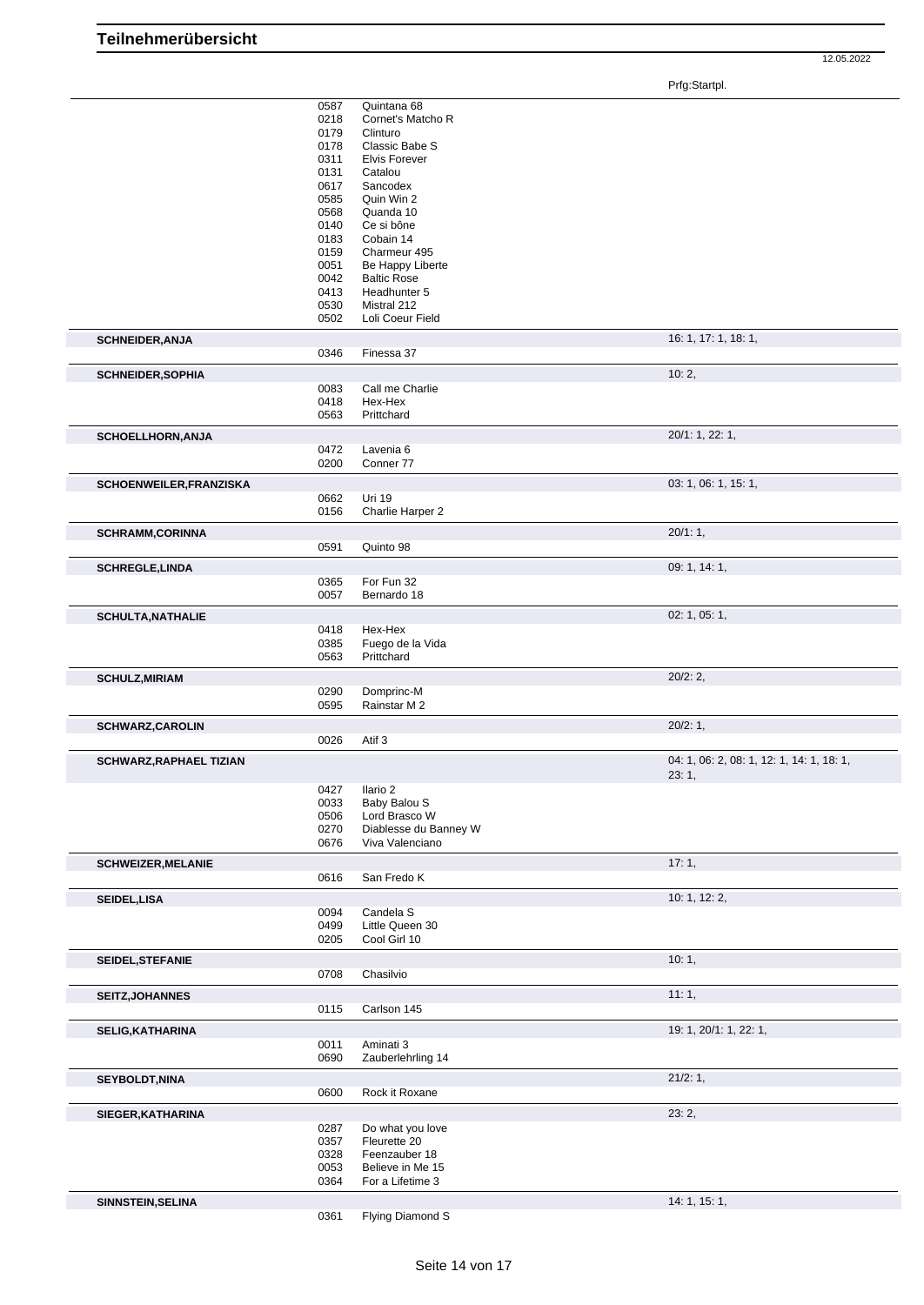## Teilnehmerübersicht

12.05.2022

| | | | Prfg:Startpl. |
|---|---|---|---|
| | 0587 | Quintana 68 | |
| | 0218 | Cornet's Matcho R | |
| | 0179 | Clinturo | |
| | 0178 | Classic Babe S | |
| | 0311 | Elvis Forever | |
| | 0131 | Catalou | |
| | 0617 | Sancodex | |
| | 0585 | Quin Win 2 | |
| | 0568 | Quanda 10 | |
| | 0140 | Ce si bône | |
| | 0183 | Cobain 14 | |
| | 0159 | Charmeur 495 | |
| | 0051 | Be Happy Liberte | |
| | 0042 | Baltic Rose | |
| | 0413 | Headhunter 5 | |
| | 0530 | Mistral 212 | |
| | 0502 | Loli Coeur Field | |
| **SCHNEIDER,ANJA** | | | 16: 1, 17: 1, 18: 1, |
| | 0346 | Finessa 37 | |
| **SCHNEIDER,SOPHIA** | | | 10: 2, |
| | 0083 | Call me Charlie | |
| | 0418 | Hex-Hex | |
| | 0563 | Prittchard | |
| **SCHOELLHORN,ANJA** | | | 20/1: 1, 22: 1, |
| | 0472 | Lavenia 6 | |
| | 0200 | Conner 77 | |
| **SCHOENWEILER,FRANZISKA** | | | 03: 1, 06: 1, 15: 1, |
| | 0662 | Uri 19 | |
| | 0156 | Charlie Harper 2 | |
| **SCHRAMM,CORINNA** | | | 20/1: 1, |
| | 0591 | Quinto 98 | |
| **SCHREGLE,LINDA** | | | 09: 1, 14: 1, |
| | 0365 | For Fun 32 | |
| | 0057 | Bernardo 18 | |
| **SCHULTA,NATHALIE** | | | 02: 1, 05: 1, |
| | 0418 | Hex-Hex | |
| | 0385 | Fuego de la Vida | |
| | 0563 | Prittchard | |
| **SCHULZ,MIRIAM** | | | 20/2: 2, |
| | 0290 | Domprinc-M | |
| | 0595 | Rainstar M 2 | |
| **SCHWARZ,CAROLIN** | | | 20/2: 1, |
| | 0026 | Atif 3 | |
| **SCHWARZ,RAPHAEL TIZIAN** | | | 04: 1, 06: 2, 08: 1, 12: 1, 14: 1, 18: 1, 23: 1, |
| | 0427 | Ilario 2 | |
| | 0033 | Baby Balou S | |
| | 0506 | Lord Brasco W | |
| | 0270 | Diablesse du Banney W | |
| | 0676 | Viva Valenciano | |
| **SCHWEIZER,MELANIE** | | | 17: 1, |
| | 0616 | San Fredo K | |
| **SEIDEL,LISA** | | | 10: 1, 12: 2, |
| | 0094 | Candela S | |
| | 0499 | Little Queen 30 | |
| | 0205 | Cool Girl 10 | |
| **SEIDEL,STEFANIE** | | | 10: 1, |
| | 0708 | Chasilvio | |
| **SEITZ,JOHANNES** | | | 11: 1, |
| | 0115 | Carlson 145 | |
| **SELIG,KATHARINA** | | | 19: 1, 20/1: 1, 22: 1, |
| | 0011 | Aminati 3 | |
| | 0690 | Zauberlehrling 14 | |
| **SEYBOLDT,NINA** | | | 21/2: 1, |
| | 0600 | Rock it Roxane | |
| **SIEGER,KATHARINA** | | | 23: 2, |
| | 0287 | Do what you love | |
| | 0357 | Fleurette 20 | |
| | 0328 | Feenzauber 18 | |
| | 0053 | Believe in Me 15 | |
| | 0364 | For a Lifetime 3 | |
| **SINNSTEIN,SELINA** | | | 14: 1, 15: 1, |
| | 0361 | Flying Diamond S | |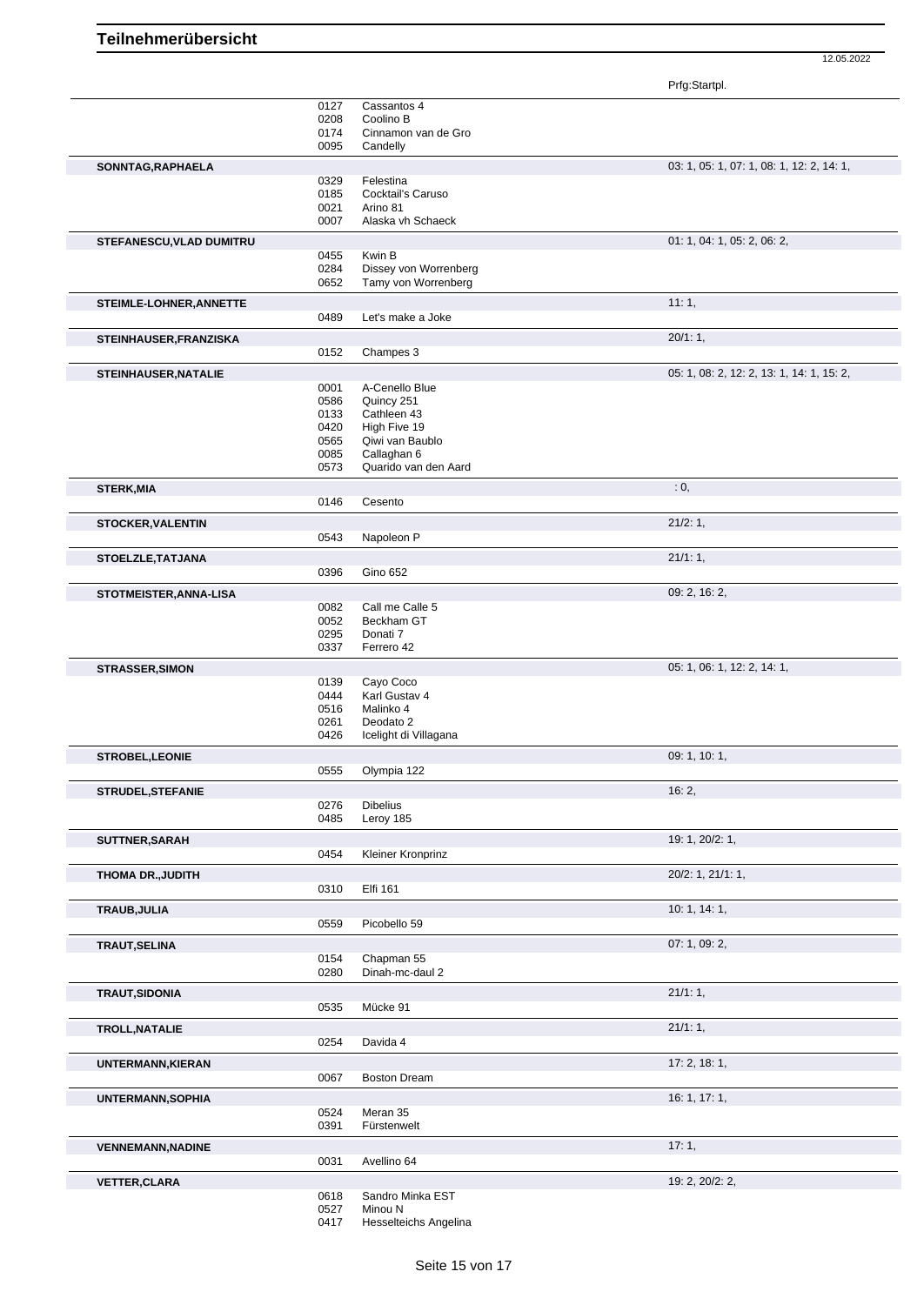# Teilnehmerübersicht

12.05.2022

| | | | Prfg:Startpl. |
|---|---|---|---|
| | 0127 | Cassantos 4 | |
| | 0208 | Coolino B | |
| | 0174 | Cinnamon van de Gro | |
| | 0095 | Candelly | |
| **SONNTAG,RAPHAELA** | | | 03: 1, 05: 1, 07: 1, 08: 1, 12: 2, 14: 1, |
| | 0329 | Felestina | |
| | 0185 | Cocktail's Caruso | |
| | 0021 | Arino 81 | |
| | 0007 | Alaska vh Schaeck | |
| **STEFANESCU,VLAD DUMITRU** | | | 01: 1, 04: 1, 05: 2, 06: 2, |
| | 0455 | Kwin B | |
| | 0284 | Dissey von Worrenberg | |
| | 0652 | Tamy von Worrenberg | |
| **STEIMLE-LOHNER,ANNETTE** | | | 11: 1, |
| | 0489 | Let's make a Joke | |
| **STEINHAUSER,FRANZISKA** | | | 20/1: 1, |
| | 0152 | Champes 3 | |
| **STEINHAUSER,NATALIE** | | | 05: 1, 08: 2, 12: 2, 13: 1, 14: 1, 15: 2, |
| | 0001 | A-Cenello Blue | |
| | 0586 | Quincy 251 | |
| | 0133 | Cathleen 43 | |
| | 0420 | High Five 19 | |
| | 0565 | Qiwi van Baublo | |
| | 0085 | Callaghan 6 | |
| | 0573 | Quarido van den Aard | |
| **STERK,MIA** | | | : 0, |
| | 0146 | Cesento | |
| **STOCKER,VALENTIN** | | | 21/2: 1, |
| | 0543 | Napoleon P | |
| **STOELZLE,TATJANA** | | | 21/1: 1, |
| | 0396 | Gino 652 | |
| **STOTMEISTER,ANNA-LISA** | | | 09: 2, 16: 2, |
| | 0082 | Call me Calle 5 | |
| | 0052 | Beckham GT | |
| | 0295 | Donati 7 | |
| | 0337 | Ferrero 42 | |
| **STRASSER,SIMON** | | | 05: 1, 06: 1, 12: 2, 14: 1, |
| | 0139 | Cayo Coco | |
| | 0444 | Karl Gustav 4 | |
| | 0516 | Malinko 4 | |
| | 0261 | Deodato 2 | |
| | 0426 | Icelight di Villagana | |
| **STROBEL,LEONIE** | | | 09: 1, 10: 1, |
| | 0555 | Olympia 122 | |
| **STRUDEL,STEFANIE** | | | 16: 2, |
| | 0276 | Dibelius | |
| | 0485 | Leroy 185 | |
| **SUTTNER,SARAH** | | | 19: 1, 20/2: 1, |
| | 0454 | Kleiner Kronprinz | |
| **THOMA DR.,JUDITH** | | | 20/2: 1, 21/1: 1, |
| | 0310 | Elfi 161 | |
| **TRAUB,JULIA** | | | 10: 1, 14: 1, |
| | 0559 | Picobello 59 | |
| **TRAUT,SELINA** | | | 07: 1, 09: 2, |
| | 0154 | Chapman 55 | |
| | 0280 | Dinah-mc-daul 2 | |
| **TRAUT,SIDONIA** | | | 21/1: 1, |
| | 0535 | Mücke 91 | |
| **TROLL,NATALIE** | | | 21/1: 1, |
| | 0254 | Davida 4 | |
| **UNTERMANN,KIERAN** | | | 17: 2, 18: 1, |
| | 0067 | Boston Dream | |
| **UNTERMANN,SOPHIA** | | | 16: 1, 17: 1, |
| | 0524 | Meran 35 | |
| | 0391 | Fürstenwelt | |
| **VENNEMANN,NADINE** | | | 17: 1, |
| | 0031 | Avellino 64 | |
| **VETTER,CLARA** | | | 19: 2, 20/2: 2, |
| | 0618 | Sandro Minka EST | |
| | 0527 | Minou N | |
| | 0417 | Hesselteichs Angelina | |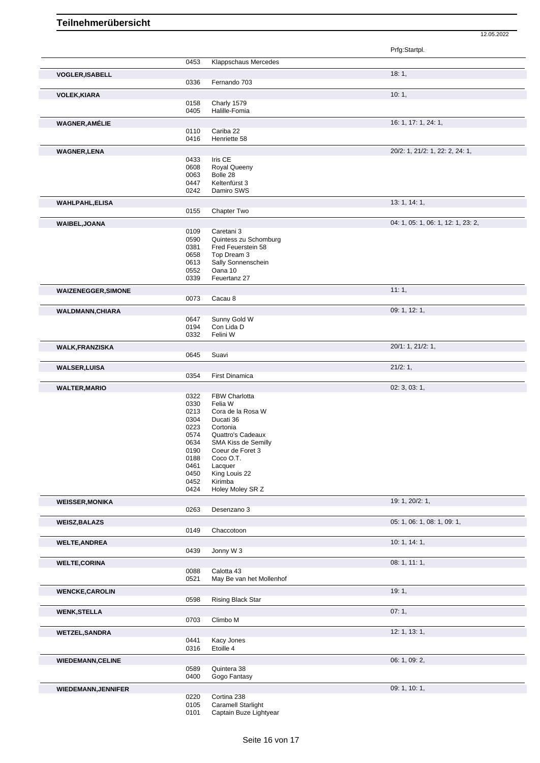# Teilnehmerübersicht

12.05.2022

| Name | Nr. | Pferd | Prfg:Startpl. |
|---|---|---|---|
| | 0453 | Klappschaus Mercedes | |
| **VOGLER,ISABELL** | | | 18: 1, |
| | 0336 | Fernando 703 | |
| **VOLEK,KIARA** | | | 10: 1, |
| | 0158 | Charly 1579 | |
| | 0405 | Halille-Fomia | |
| **WAGNER,AMÉLIE** | | | 16: 1, 17: 1, 24: 1, |
| | 0110 | Cariba 22 | |
| | 0416 | Henriette 58 | |
| **WAGNER,LENA** | | | 20/2: 1, 21/2: 1, 22: 2, 24: 1, |
| | 0433 | Iris CE | |
| | 0608 | Royal Queeny | |
| | 0063 | Bolle 28 | |
| | 0447 | Keltenfürst 3 | |
| | 0242 | Damiro SWS | |
| **WAHLPAHL,ELISA** | | | 13: 1, 14: 1, |
| | 0155 | Chapter Two | |
| **WAIBEL,JOANA** | | | 04: 1, 05: 1, 06: 1, 12: 1, 23: 2, |
| | 0109 | Caretani 3 | |
| | 0590 | Quintess zu Schomburg | |
| | 0381 | Fred Feuerstein 58 | |
| | 0658 | Top Dream 3 | |
| | 0613 | Sally Sonnenschein | |
| | 0552 | Oana 10 | |
| | 0339 | Feuertanz 27 | |
| **WAIZENEGGER,SIMONE** | | | 11: 1, |
| | 0073 | Cacau 8 | |
| **WALDMANN,CHIARA** | | | 09: 1, 12: 1, |
| | 0647 | Sunny Gold W | |
| | 0194 | Con Lida D | |
| | 0332 | Felini W | |
| **WALK,FRANZISKA** | | | 20/1: 1, 21/2: 1, |
| | 0645 | Suavi | |
| **WALSER,LUISA** | | | 21/2: 1, |
| | 0354 | First Dinamica | |
| **WALTER,MARIO** | | | 02: 3, 03: 1, |
| | 0322 | FBW Charlotta | |
| | 0330 | Felia W | |
| | 0213 | Cora de la Rosa W | |
| | 0304 | Ducati 36 | |
| | 0223 | Cortonia | |
| | 0574 | Quattro's Cadeaux | |
| | 0634 | SMA Kiss de Semilly | |
| | 0190 | Coeur de Foret 3 | |
| | 0188 | Coco O.T. | |
| | 0461 | Lacquer | |
| | 0450 | King Louis 22 | |
| | 0452 | Kirimba | |
| | 0424 | Holey Moley SR Z | |
| **WEISSER,MONIKA** | | | 19: 1, 20/2: 1, |
| | 0263 | Desenzano 3 | |
| **WEISZ,BALAZS** | | | 05: 1, 06: 1, 08: 1, 09: 1, |
| | 0149 | Chaccotoon | |
| **WELTE,ANDREA** | | | 10: 1, 14: 1, |
| | 0439 | Jonny W 3 | |
| **WELTE,CORINA** | | | 08: 1, 11: 1, |
| | 0088 | Calotta 43 | |
| | 0521 | May Be van het Mollenhof | |
| **WENCKE,CAROLIN** | | | 19: 1, |
| | 0598 | Rising Black Star | |
| **WENK,STELLA** | | | 07: 1, |
| | 0703 | Climbo M | |
| **WETZEL,SANDRA** | | | 12: 1, 13: 1, |
| | 0441 | Kacy Jones | |
| | 0316 | Etoille 4 | |
| **WIEDEMANN,CELINE** | | | 06: 1, 09: 2, |
| | 0589 | Quintera 38 | |
| | 0400 | Gogo Fantasy | |
| **WIEDEMANN,JENNIFER** | | | 09: 1, 10: 1, |
| | 0220 | Cortina 238 | |
| | 0105 | Caramell Starlight | |
| | 0101 | Captain Buze Lightyear | |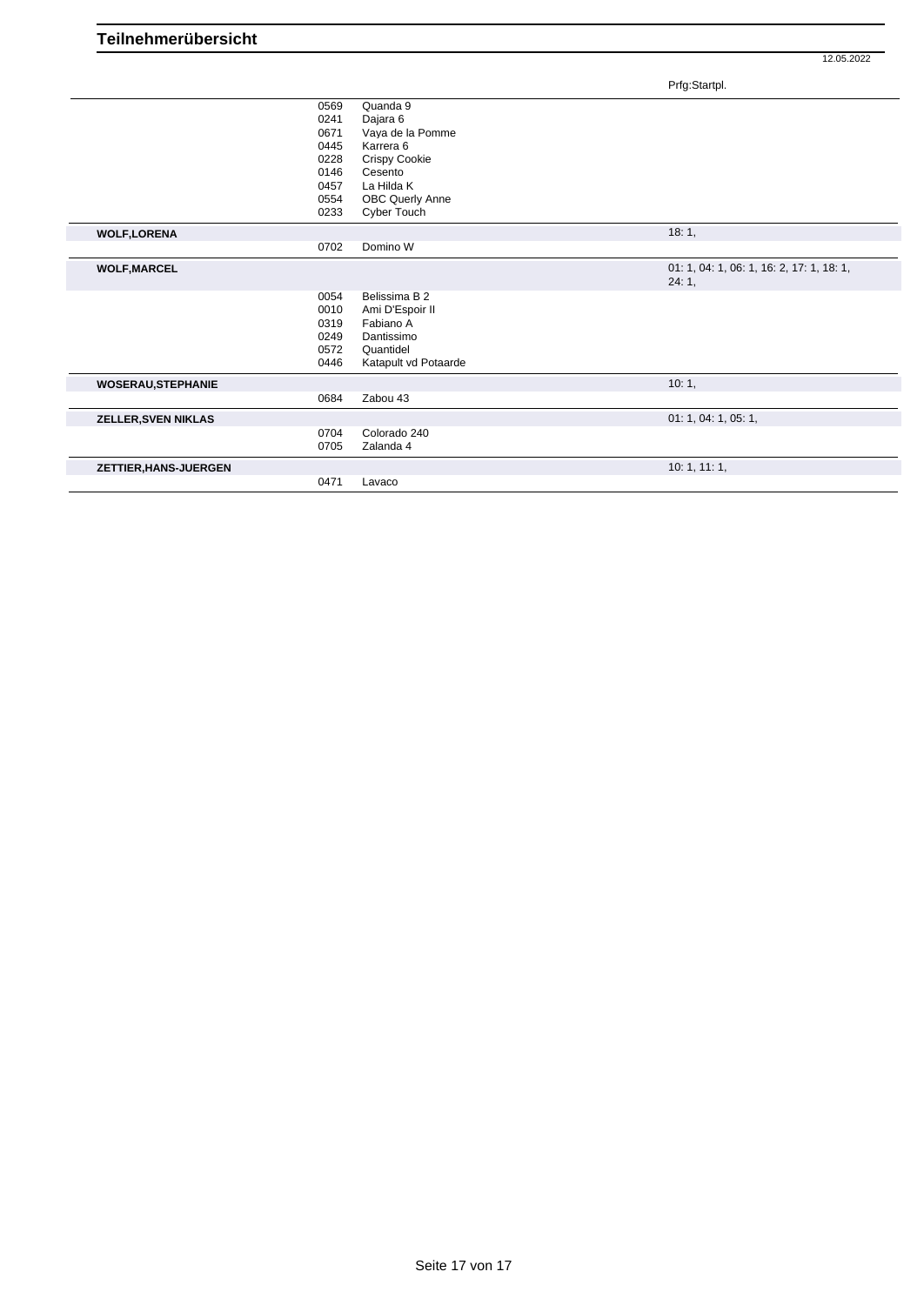## Teilnehmerübersicht

12.05.2022

| | | | Prfg:Startpl. |
|---|---|---|---|
| | 0569 | Quanda 9 | |
| | 0241 | Dajara 6 | |
| | 0671 | Vaya de la Pomme | |
| | 0445 | Karrera 6 | |
| | 0228 | Crispy Cookie | |
| | 0146 | Cesento | |
| | 0457 | La Hilda K | |
| | 0554 | OBC Querly Anne | |
| | 0233 | Cyber Touch | |
| **WOLF,LORENA** | | | 18: 1, |
| | 0702 | Domino W | |
| **WOLF,MARCEL** | | | 01: 1, 04: 1, 06: 1, 16: 2, 17: 1, 18: 1, 24: 1, |
| | 0054 | Belissima B 2 | |
| | 0010 | Ami D'Espoir II | |
| | 0319 | Fabiano A | |
| | 0249 | Dantissimo | |
| | 0572 | Quantidel | |
| | 0446 | Katapult vd Potaarde | |
| **WOSERAU,STEPHANIE** | | | 10: 1, |
| | 0684 | Zabou 43 | |
| **ZELLER,SVEN NIKLAS** | | | 01: 1, 04: 1, 05: 1, |
| | 0704 | Colorado 240 | |
| | 0705 | Zalanda 4 | |
| **ZETTIER,HANS-JUERGEN** | | | 10: 1, 11: 1, |
| | 0471 | Lavaco | |